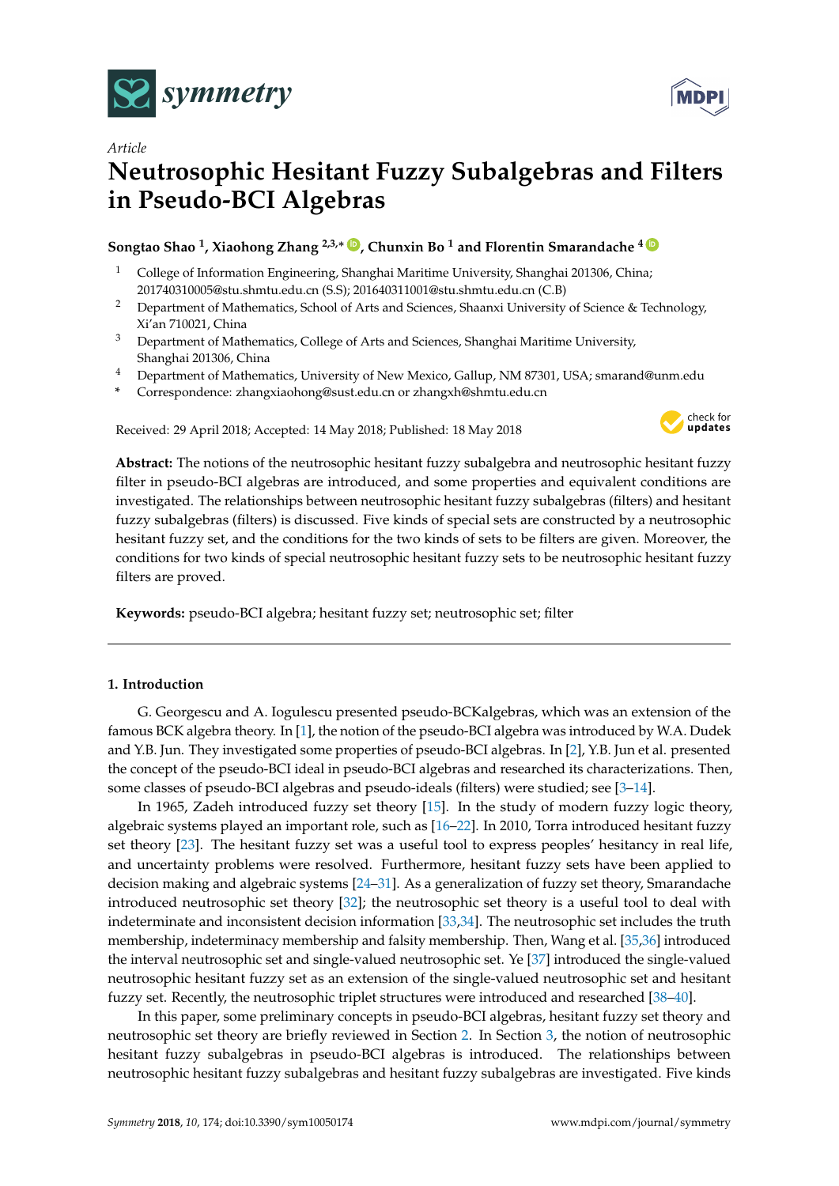*symmetry*

Article

# Neutrosophic Hesitant Fuzzy Subalgebras and Filters in Pseudo-BCI Algebras

**Songtao Shao [1], Xiaohong Zhang [2,3,*], Chunxin Bo [1] and Florentin Smarandache [4]**

[1] College of Information Engineering, Shanghai Maritime University, Shanghai 201306, China; 201740310005@stu.shmtu.edu.cn (S.S); 201640311001@stu.shmtu.edu.cn (C.B)

[2] Department of Mathematics, School of Arts and Sciences, Shaanxi University of Science & Technology, Xi'an 710021, China

[3] Department of Mathematics, College of Arts and Sciences, Shanghai Maritime University, Shanghai 201306, China

[4] Department of Mathematics, University of New Mexico, Gallup, NM 87301, USA; smarand@unm.edu

[*] Correspondence: zhangxiaohong@sust.edu.cn or zhangxh@shmtu.edu.cn

Received: 29 April 2018; Accepted: 14 May 2018; Published: 18 May 2018

**Abstract:** The notions of the neutrosophic hesitant fuzzy subalgebra and neutrosophic hesitant fuzzy filter in pseudo-BCI algebras are introduced, and some properties and equivalent conditions are investigated. The relationships between neutrosophic hesitant fuzzy subalgebras (filters) and hesitant fuzzy subalgebras (filters) is discussed. Five kinds of special sets are constructed by a neutrosophic hesitant fuzzy set, and the conditions for the two kinds of sets to be filters are given. Moreover, the conditions for two kinds of special neutrosophic hesitant fuzzy sets to be neutrosophic hesitant fuzzy filters are proved.

**Keywords:** pseudo-BCI algebra; hesitant fuzzy set; neutrosophic set; filter

## 1. Introduction

G. Georgescu and A. Iogulescu presented pseudo-BCKalgebras, which was an extension of the famous BCK algebra theory. In [1], the notion of the pseudo-BCI algebra was introduced by W.A. Dudek and Y.B. Jun. They investigated some properties of pseudo-BCI algebras. In [2], Y.B. Jun et al. presented the concept of the pseudo-BCI ideal in pseudo-BCI algebras and researched its characterizations. Then, some classes of pseudo-BCI algebras and pseudo-ideals (filters) were studied; see [3–14].

In 1965, Zadeh introduced fuzzy set theory [15]. In the study of modern fuzzy logic theory, algebraic systems played an important role, such as [16–22]. In 2010, Torra introduced hesitant fuzzy set theory [23]. The hesitant fuzzy set was a useful tool to express peoples' hesitancy in real life, and uncertainty problems were resolved. Furthermore, hesitant fuzzy sets have been applied to decision making and algebraic systems [24–31]. As a generalization of fuzzy set theory, Smarandache introduced neutrosophic set theory [32]; the neutrosophic set theory is a useful tool to deal with indeterminate and inconsistent decision information [33,34]. The neutrosophic set includes the truth membership, indeterminacy membership and falsity membership. Then, Wang et al. [35,36] introduced the interval neutrosophic set and single-valued neutrosophic set. Ye [37] introduced the single-valued neutrosophic hesitant fuzzy set as an extension of the single-valued neutrosophic set and hesitant fuzzy set. Recently, the neutrosophic triplet structures were introduced and researched [38–40].

In this paper, some preliminary concepts in pseudo-BCI algebras, hesitant fuzzy set theory and neutrosophic set theory are briefly reviewed in Section 2. In Section 3, the notion of neutrosophic hesitant fuzzy subalgebras in pseudo-BCI algebras is introduced. The relationships between neutrosophic hesitant fuzzy subalgebras and hesitant fuzzy subalgebras are investigated. Five kinds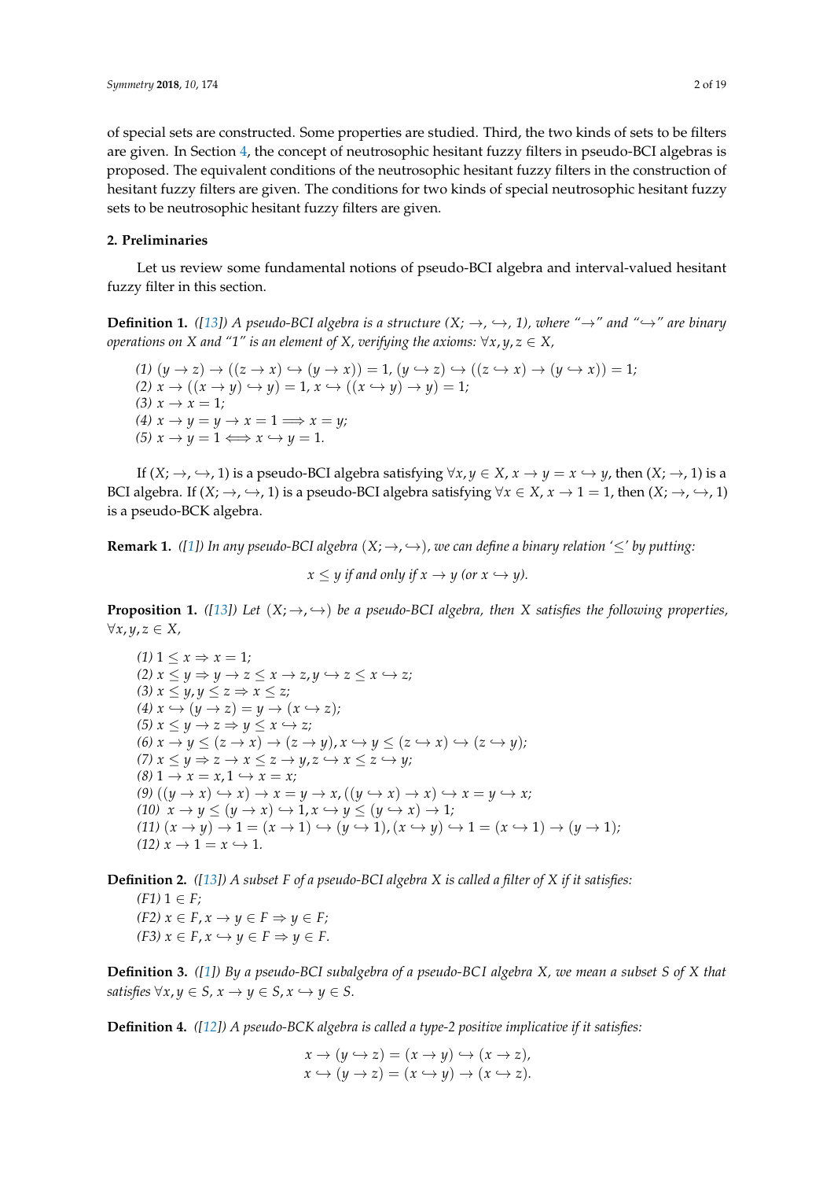of special sets are constructed. Some properties are studied. Third, the two kinds of sets to be filters are given. In Section 4, the concept of neutrosophic hesitant fuzzy filters in pseudo-BCI algebras is proposed. The equivalent conditions of the neutrosophic hesitant fuzzy filters in the construction of hesitant fuzzy filters are given. The conditions for two kinds of special neutrosophic hesitant fuzzy sets to be neutrosophic hesitant fuzzy filters are given.

## 2. Preliminaries

Let us review some fundamental notions of pseudo-BCI algebra and interval-valued hesitant fuzzy filter in this section.

**Definition 1.** *([13]) A pseudo-BCI algebra is a structure $(X; \rightarrow, \hookrightarrow, 1)$, where "$\rightarrow$" and "$\hookrightarrow$" are binary operations on $X$ and "1" is an element of $X$, verifying the axioms: $\forall x, y, z \in X$,*

*(1) $(y \rightarrow z) \rightarrow ((z \rightarrow x) \hookrightarrow (y \rightarrow x)) = 1$, $(y \hookrightarrow z) \hookrightarrow ((z \hookrightarrow x) \rightarrow (y \hookrightarrow x)) = 1$;*
*(2) $x \rightarrow ((x \rightarrow y) \hookrightarrow y) = 1$, $x \hookrightarrow ((x \hookrightarrow y) \rightarrow y) = 1$;*
*(3) $x \rightarrow x = 1$;*
*(4) $x \rightarrow y = y \rightarrow x = 1 \Longrightarrow x = y$;*
*(5) $x \rightarrow y = 1 \Longleftrightarrow x \hookrightarrow y = 1$.*

If $(X; \rightarrow, \hookrightarrow, 1)$ is a pseudo-BCI algebra satisfying $\forall x, y \in X$, $x \rightarrow y = x \hookrightarrow y$, then $(X; \rightarrow, 1)$ is a BCI algebra. If $(X; \rightarrow, \hookrightarrow, 1)$ is a pseudo-BCI algebra satisfying $\forall x \in X$, $x \rightarrow 1 = 1$, then $(X; \rightarrow, \hookrightarrow, 1)$ is a pseudo-BCK algebra.

**Remark 1.** *([1]) In any pseudo-BCI algebra $(X; \rightarrow, \hookrightarrow)$, we can define a binary relation '$\leq$' by putting:*

$$x \leq y \text{ if and only if } x \rightarrow y \text{ (or } x \hookrightarrow y).$$

**Proposition 1.** *([13]) Let $(X; \rightarrow, \hookrightarrow)$ be a pseudo-BCI algebra, then $X$ satisfies the following properties, $\forall x, y, z \in X$,*

*(1) $1 \leq x \Rightarrow x = 1$;*
*(2) $x \leq y \Rightarrow y \rightarrow z \leq x \rightarrow z, y \hookrightarrow z \leq x \hookrightarrow z$;*
*(3) $x \leq y, y \leq z \Rightarrow x \leq z$;*
*(4) $x \hookrightarrow (y \rightarrow z) = y \rightarrow (x \hookrightarrow z)$;*
*(5) $x \leq y \rightarrow z \Rightarrow y \leq x \hookrightarrow z$;*
*(6) $x \rightarrow y \leq (z \rightarrow x) \rightarrow (z \rightarrow y), x \hookrightarrow y \leq (z \hookrightarrow x) \hookrightarrow (z \hookrightarrow y)$;*
*(7) $x \leq y \Rightarrow z \rightarrow x \leq z \rightarrow y, z \hookrightarrow x \leq z \hookrightarrow y$;*
*(8) $1 \rightarrow x = x, 1 \hookrightarrow x = x$;*
*(9) $((y \rightarrow x) \hookrightarrow x) \rightarrow x = y \rightarrow x, ((y \hookrightarrow x) \rightarrow x) \hookrightarrow x = y \hookrightarrow x$;*
*(10) $x \rightarrow y \leq (y \rightarrow x) \hookrightarrow 1, x \hookrightarrow y \leq (y \hookrightarrow x) \rightarrow 1$;*
*(11) $(x \rightarrow y) \rightarrow 1 = (x \rightarrow 1) \hookrightarrow (y \hookrightarrow 1), (x \hookrightarrow y) \hookrightarrow 1 = (x \hookrightarrow 1) \rightarrow (y \rightarrow 1)$;*
*(12) $x \rightarrow 1 = x \hookrightarrow 1$.*

**Definition 2.** *([13]) A subset $F$ of a pseudo-BCI algebra $X$ is called a filter of $X$ if it satisfies:*
*(F1) $1 \in F$;*
*(F2) $x \in F, x \rightarrow y \in F \Rightarrow y \in F$;*
*(F3) $x \in F, x \hookrightarrow y \in F \Rightarrow y \in F$.*

**Definition 3.** *([1]) By a pseudo-BCI subalgebra of a pseudo-BCI algebra $X$, we mean a subset $S$ of $X$ that satisfies $\forall x, y \in S$, $x \rightarrow y \in S, x \hookrightarrow y \in S$.*

**Definition 4.** *([12]) A pseudo-BCK algebra is called a type-2 positive implicative if it satisfies:*

$$x \rightarrow (y \hookrightarrow z) = (x \rightarrow y) \hookrightarrow (x \rightarrow z),$$
$$x \hookrightarrow (y \rightarrow z) = (x \hookrightarrow y) \rightarrow (x \hookrightarrow z).$$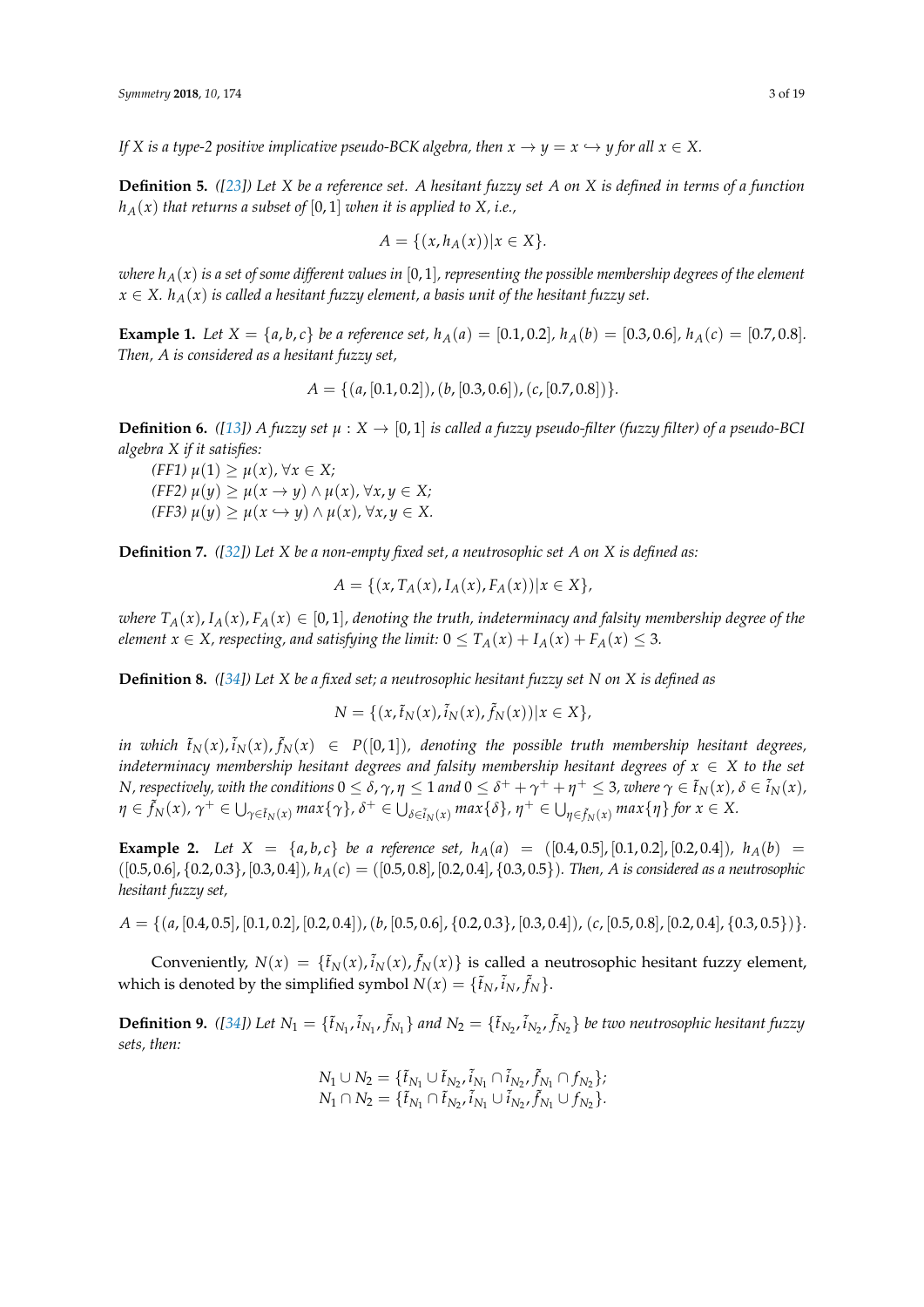*If X is a type-2 positive implicative pseudo-BCK algebra, then $x \rightarrow y = x \hookrightarrow y$ for all $x \in X$.*

**Definition 5.** *([23]) Let X be a reference set. A hesitant fuzzy set A on X is defined in terms of a function $h_A(x)$ that returns a subset of $[0,1]$ when it is applied to X, i.e.,*

$$A = \{(x, h_A(x)) | x \in X\}.$$

*where $h_A(x)$ is a set of some different values in $[0,1]$, representing the possible membership degrees of the element $x \in X$. $h_A(x)$ is called a hesitant fuzzy element, a basis unit of the hesitant fuzzy set.*

**Example 1.** *Let $X = \{a, b, c\}$ be a reference set, $h_A(a) = [0.1, 0.2]$, $h_A(b) = [0.3, 0.6]$, $h_A(c) = [0.7, 0.8]$. Then, A is considered as a hesitant fuzzy set,*

$$A = \{(a, [0.1, 0.2]), (b, [0.3, 0.6]), (c, [0.7, 0.8])\}.$$

**Definition 6.** *([13]) A fuzzy set $\mu : X \rightarrow [0,1]$ is called a fuzzy pseudo-filter (fuzzy filter) of a pseudo-BCI algebra X if it satisfies:*

*(FF1) $\mu(1) \geq \mu(x)$, $\forall x \in X$;*
*(FF2) $\mu(y) \geq \mu(x \rightarrow y) \wedge \mu(x)$, $\forall x, y \in X$;*
*(FF3) $\mu(y) \geq \mu(x \hookrightarrow y) \wedge \mu(x)$, $\forall x, y \in X$.*

**Definition 7.** *([32]) Let X be a non-empty fixed set, a neutrosophic set A on X is defined as:*

$$A = \{(x, T_A(x), I_A(x), F_A(x)) | x \in X\},$$

*where $T_A(x), I_A(x), F_A(x) \in [0,1]$, denoting the truth, indeterminacy and falsity membership degree of the element $x \in X$, respecting, and satisfying the limit: $0 \leq T_A(x) + I_A(x) + F_A(x) \leq 3$.*

**Definition 8.** *([34]) Let X be a fixed set; a neutrosophic hesitant fuzzy set N on X is defined as*

$$N = \{(x, \tilde{t}_N(x), \tilde{i}_N(x), \tilde{f}_N(x)) | x \in X\},$$

*in which $\tilde{t}_N(x), \tilde{i}_N(x), \tilde{f}_N(x) \in P([0,1])$, denoting the possible truth membership hesitant degrees, indeterminacy membership hesitant degrees and falsity membership hesitant degrees of $x \in X$ to the set N, respectively, with the conditions $0 \leq \delta, \gamma, \eta \leq 1$ and $0 \leq \delta^+ + \gamma^+ + \eta^+ \leq 3$, where $\gamma \in \tilde{t}_N(x)$, $\delta \in \tilde{i}_N(x)$, $\eta \in \tilde{f}_N(x)$, $\gamma^+ \in \bigcup_{\gamma \in \tilde{t}_N(x)} max\{\gamma\}$, $\delta^+ \in \bigcup_{\delta \in \tilde{i}_N(x)} max\{\delta\}$, $\eta^+ \in \bigcup_{\eta \in \tilde{f}_N(x)} max\{\eta\}$ for $x \in X$.*

**Example 2.** *Let $X = \{a, b, c\}$ be a reference set, $h_A(a) = ([0.4, 0.5], [0.1, 0.2], [0.2, 0.4])$, $h_A(b) = ([0.5, 0.6], \{0.2, 0.3\}, [0.3, 0.4])$, $h_A(c) = ([0.5, 0.8], [0.2, 0.4], \{0.3, 0.5\})$. Then, A is considered as a neutrosophic hesitant fuzzy set,*

$$A = \{(a, [0.4, 0.5], [0.1, 0.2], [0.2, 0.4]), (b, [0.5, 0.6], \{0.2, 0.3\}, [0.3, 0.4]), (c, [0.5, 0.8], [0.2, 0.4], \{0.3, 0.5\})\}.$$

Conveniently, $N(x) = \{\tilde{t}_N(x), \tilde{i}_N(x), \tilde{f}_N(x)\}$ is called a neutrosophic hesitant fuzzy element, which is denoted by the simplified symbol $N(x) = \{\tilde{t}_N, \tilde{i}_N, \tilde{f}_N\}$.

**Definition 9.** *([34]) Let $N_1 = \{\tilde{t}_{N_1}, \tilde{i}_{N_1}, \tilde{f}_{N_1}\}$ and $N_2 = \{\tilde{t}_{N_2}, \tilde{i}_{N_2}, \tilde{f}_{N_2}\}$ be two neutrosophic hesitant fuzzy sets, then:*

$$N_1 \cup N_2 = \{\tilde{t}_{N_1} \cup \tilde{t}_{N_2}, \tilde{i}_{N_1} \cap \tilde{i}_{N_2}, \tilde{f}_{N_1} \cap f_{N_2}\};$$
$$N_1 \cap N_2 = \{\tilde{t}_{N_1} \cap \tilde{t}_{N_2}, \tilde{i}_{N_1} \cup \tilde{i}_{N_2}, \tilde{f}_{N_1} \cup f_{N_2}\}.$$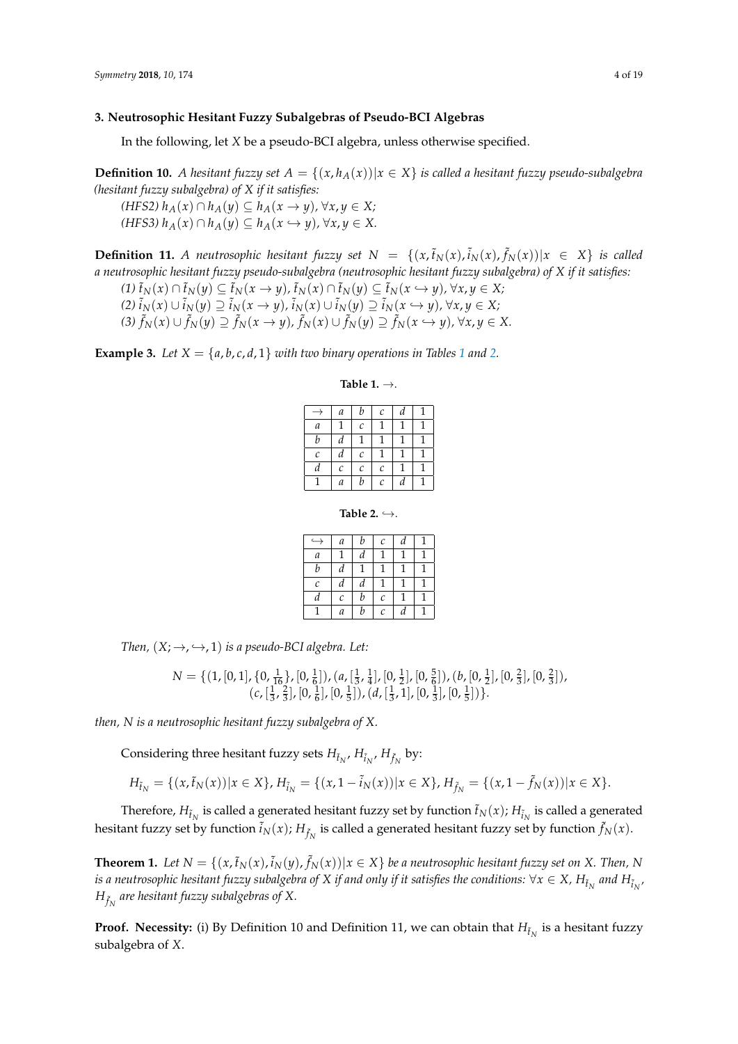## 3. Neutrosophic Hesitant Fuzzy Subalgebras of Pseudo-BCI Algebras

In the following, let $X$ be a pseudo-BCI algebra, unless otherwise specified.

**Definition 10.** *A hesitant fuzzy set $A = \{(x, h_A(x)) | x \in X\}$ is called a hesitant fuzzy pseudo-subalgebra (hesitant fuzzy subalgebra) of $X$ if it satisfies:*

*(HFS2) $h_A(x) \cap h_A(y) \subseteq h_A(x \to y)$, $\forall x, y \in X$;*
*(HFS3) $h_A(x) \cap h_A(y) \subseteq h_A(x \hookrightarrow y)$, $\forall x, y \in X$.*

**Definition 11.** *A neutrosophic hesitant fuzzy set $N = \{(x, \tilde{t}_N(x), \tilde{i}_N(x), \tilde{f}_N(x)) | x \in X\}$ is called a neutrosophic hesitant fuzzy pseudo-subalgebra (neutrosophic hesitant fuzzy subalgebra) of $X$ if it satisfies:*

*(1) $\tilde{t}_N(x) \cap \tilde{t}_N(y) \subseteq \tilde{t}_N(x \to y)$, $\tilde{t}_N(x) \cap \tilde{t}_N(y) \subseteq \tilde{t}_N(x \hookrightarrow y)$, $\forall x, y \in X$;*
*(2) $\tilde{i}_N(x) \cup \tilde{i}_N(y) \supseteq \tilde{i}_N(x \to y)$, $\tilde{i}_N(x) \cup \tilde{i}_N(y) \supseteq \tilde{i}_N(x \hookrightarrow y)$, $\forall x, y \in X$;*
*(3) $\tilde{f}_N(x) \cup \tilde{f}_N(y) \supseteq \tilde{f}_N(x \to y)$, $\tilde{f}_N(x) \cup \tilde{f}_N(y) \supseteq \tilde{f}_N(x \hookrightarrow y)$, $\forall x, y \in X$.*

**Example 3.** *Let $X = \{a, b, c, d, 1\}$ with two binary operations in Tables 1 and 2.*

**Table 1.** $\to$.

| $\to$ | $a$ | $b$ | $c$ | $d$ | 1 |
|---|---|---|---|---|---|
| $a$ | 1 | $c$ | 1 | 1 | 1 |
| $b$ | $d$ | 1 | 1 | 1 | 1 |
| $c$ | $d$ | $c$ | 1 | 1 | 1 |
| $d$ | $c$ | $c$ | $c$ | 1 | 1 |
| 1 | $a$ | $b$ | $c$ | $d$ | 1 |

**Table 2.** $\hookrightarrow$.

| $\hookrightarrow$ | $a$ | $b$ | $c$ | $d$ | 1 |
|---|---|---|---|---|---|
| $a$ | 1 | $d$ | 1 | 1 | 1 |
| $b$ | $d$ | 1 | 1 | 1 | 1 |
| $c$ | $d$ | $d$ | 1 | 1 | 1 |
| $d$ | $c$ | $b$ | $c$ | 1 | 1 |
| 1 | $a$ | $b$ | $c$ | $d$ | 1 |

*Then, $(X; \to, \hookrightarrow, 1)$ is a pseudo-BCI algebra. Let:*

$$N = \{(1, [0,1], \{0, \tfrac{1}{16}\}, [0, \tfrac{1}{6}]), (a, [\tfrac{1}{3}, \tfrac{1}{4}], [0, \tfrac{1}{2}], [0, \tfrac{5}{6}]), (b, [0, \tfrac{1}{2}], [0, \tfrac{2}{3}], [0, \tfrac{2}{3}]), (c, [\tfrac{1}{3}, \tfrac{2}{3}], [0, \tfrac{1}{6}], [0, \tfrac{1}{5}]), (d, [\tfrac{1}{3}, 1], [0, \tfrac{1}{3}], [0, \tfrac{1}{5}])\}.$$

*then, $N$ is a neutrosophic hesitant fuzzy subalgebra of $X$.*

Considering three hesitant fuzzy sets $H_{\tilde{t}_N}, H_{\tilde{i}_N}, H_{\tilde{f}_N}$ by:

$$H_{\tilde{t}_N} = \{(x, \tilde{t}_N(x)) | x \in X\}, H_{\tilde{i}_N} = \{(x, 1 - \tilde{i}_N(x)) | x \in X\}, H_{\tilde{f}_N} = \{(x, 1 - \tilde{f}_N(x)) | x \in X\}.$$

Therefore, $H_{\tilde{t}_N}$ is called a generated hesitant fuzzy set by function $\tilde{t}_N(x)$; $H_{\tilde{i}_N}$ is called a generated hesitant fuzzy set by function $\tilde{i}_N(x)$; $H_{\tilde{f}_N}$ is called a generated hesitant fuzzy set by function $\tilde{f}_N(x)$.

**Theorem 1.** *Let $N = \{(x, \tilde{t}_N(x), \tilde{i}_N(y), \tilde{f}_N(x)) | x \in X\}$ be a neutrosophic hesitant fuzzy set on $X$. Then, $N$ is a neutrosophic hesitant fuzzy subalgebra of $X$ if and only if it satisfies the conditions: $\forall x \in X$, $H_{\tilde{t}_N}$ and $H_{\tilde{i}_N}$, $H_{\tilde{f}_N}$ are hesitant fuzzy subalgebras of $X$.*

**Proof. Necessity:** (i) By Definition 10 and Definition 11, we can obtain that $H_{\tilde{t}_N}$ is a hesitant fuzzy subalgebra of $X$.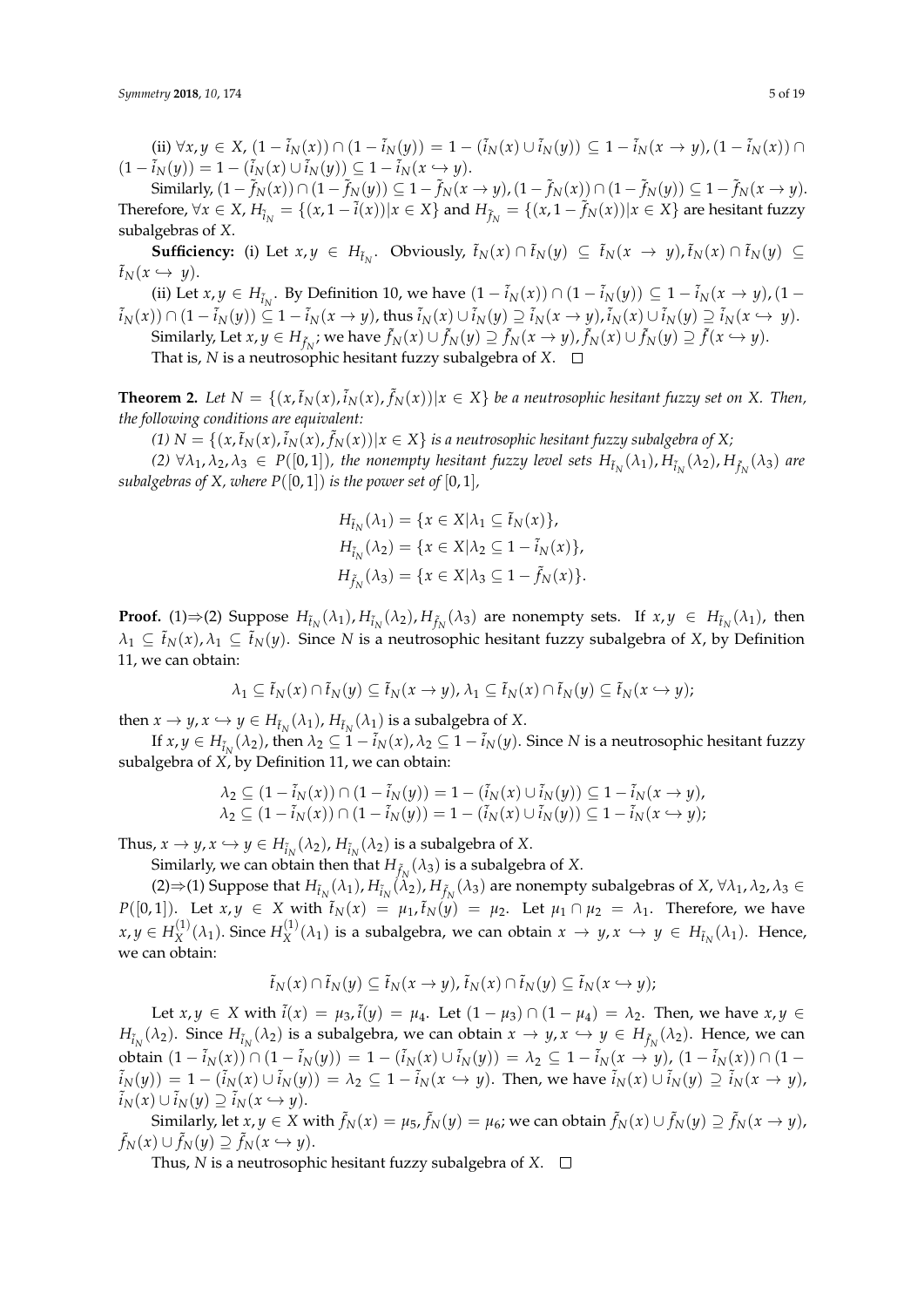(ii) $\forall x, y \in X$, $(1 - \tilde{i}_N(x)) \cap (1 - \tilde{i}_N(y)) = 1 - (\tilde{i}_N(x) \cup \tilde{i}_N(y)) \subseteq 1 - \tilde{i}_N(x \rightarrow y), (1 - \tilde{i}_N(x)) \cap (1 - \tilde{i}_N(y)) = 1 - (\tilde{i}_N(x) \cup \tilde{i}_N(y)) \subseteq 1 - \tilde{i}_N(x \hookrightarrow y)$.

Similarly, $(1 - \tilde{f}_N(x)) \cap (1 - \tilde{f}_N(y)) \subseteq 1 - \tilde{f}_N(x \rightarrow y), (1 - \tilde{f}_N(x)) \cap (1 - \tilde{f}_N(y)) \subseteq 1 - \tilde{f}_N(x \rightarrow y)$. Therefore, $\forall x \in X$, $H_{\tilde{i}_N} = \{(x, 1 - \tilde{i}(x)) | x \in X\}$ and $H_{\tilde{f}_N} = \{(x, 1 - \tilde{f}_N(x)) | x \in X\}$ are hesitant fuzzy subalgebras of $X$.

**Sufficiency:** (i) Let $x, y \in H_{\tilde{t}_N}$. Obviously, $\tilde{t}_N(x) \cap \tilde{t}_N(y) \subseteq \tilde{t}_N(x \rightarrow y), \tilde{t}_N(x) \cap \tilde{t}_N(y) \subseteq \tilde{t}_N(x \hookrightarrow y)$.

(ii) Let $x, y \in H_{\tilde{i}_N}$. By Definition 10, we have $(1 - \tilde{i}_N(x)) \cap (1 - \tilde{i}_N(y)) \subseteq 1 - \tilde{i}_N(x \rightarrow y), (1 - \tilde{i}_N(x)) \cap (1 - \tilde{i}_N(y)) \subseteq 1 - \tilde{i}_N(x \rightarrow y)$, thus $\tilde{i}_N(x) \cup \tilde{i}_N(y) \supseteq \tilde{i}_N(x \rightarrow y), \tilde{i}_N(x) \cup \tilde{i}_N(y) \supseteq \tilde{i}_N(x \hookrightarrow y)$.

Similarly, Let $x, y \in H_{\tilde{f}_N}$; we have $\tilde{f}_N(x) \cup \tilde{f}_N(y) \supseteq \tilde{f}_N(x \rightarrow y), \tilde{f}_N(x) \cup \tilde{f}_N(y) \supseteq \tilde{f}(x \hookrightarrow y)$.

That is, $N$ is a neutrosophic hesitant fuzzy subalgebra of $X$. □

**Theorem 2.** *Let $N = \{(x, \tilde{t}_N(x), \tilde{i}_N(x), \tilde{f}_N(x)) | x \in X\}$ be a neutrosophic hesitant fuzzy set on $X$. Then, the following conditions are equivalent:*

*(1) $N = \{(x, \tilde{t}_N(x), \tilde{i}_N(x), \tilde{f}_N(x)) | x \in X\}$ is a neutrosophic hesitant fuzzy subalgebra of $X$;*

*(2) $\forall \lambda_1, \lambda_2, \lambda_3 \in P([0, 1])$, the nonempty hesitant fuzzy level sets $H_{\tilde{t}_N}(\lambda_1), H_{\tilde{i}_N}(\lambda_2), H_{\tilde{f}_N}(\lambda_3)$ are subalgebras of $X$, where $P([0, 1])$ is the power set of $[0, 1]$,*

$$
\begin{aligned}
H_{\tilde{t}_N}(\lambda_1) &= \{x \in X | \lambda_1 \subseteq \tilde{t}_N(x)\}, \\
H_{\tilde{i}_N}(\lambda_2) &= \{x \in X | \lambda_2 \subseteq 1 - \tilde{i}_N(x)\}, \\
H_{\tilde{f}_N}(\lambda_3) &= \{x \in X | \lambda_3 \subseteq 1 - \tilde{f}_N(x)\}.
\end{aligned}
$$

**Proof.** (1)⇒(2) Suppose $H_{\tilde{t}_N}(\lambda_1), H_{\tilde{i}_N}(\lambda_2), H_{\tilde{f}_N}(\lambda_3)$ are nonempty sets. If $x, y \in H_{\tilde{t}_N}(\lambda_1)$, then $\lambda_1 \subseteq \tilde{t}_N(x), \lambda_1 \subseteq \tilde{t}_N(y)$. Since $N$ is a neutrosophic hesitant fuzzy subalgebra of $X$, by Definition 11, we can obtain:

$$
\lambda_1 \subseteq \tilde{t}_N(x) \cap \tilde{t}_N(y) \subseteq \tilde{t}_N(x \rightarrow y), \lambda_1 \subseteq \tilde{t}_N(x) \cap \tilde{t}_N(y) \subseteq \tilde{t}_N(x \hookrightarrow y);
$$

then $x \rightarrow y, x \hookrightarrow y \in H_{\tilde{t}_N}(\lambda_1)$, $H_{\tilde{t}_N}(\lambda_1)$ is a subalgebra of $X$.

If $x, y \in H_{\tilde{i}_N}(\lambda_2)$, then $\lambda_2 \subseteq 1 - \tilde{i}_N(x), \lambda_2 \subseteq 1 - \tilde{i}_N(y)$. Since $N$ is a neutrosophic hesitant fuzzy subalgebra of $X$, by Definition 11, we can obtain:

$$
\begin{aligned}
\lambda_2 &\subseteq (1 - \tilde{i}_N(x)) \cap (1 - \tilde{i}_N(y)) = 1 - (\tilde{i}_N(x) \cup \tilde{i}_N(y)) \subseteq 1 - \tilde{i}_N(x \rightarrow y), \\
\lambda_2 &\subseteq (1 - \tilde{i}_N(x)) \cap (1 - \tilde{i}_N(y)) = 1 - (\tilde{i}_N(x) \cup \tilde{i}_N(y)) \subseteq 1 - \tilde{i}_N(x \hookrightarrow y);
\end{aligned}
$$

Thus, $x \rightarrow y, x \hookrightarrow y \in H_{\tilde{i}_N}(\lambda_2)$, $H_{\tilde{i}_N}(\lambda_2)$ is a subalgebra of $X$.

Similarly, we can obtain then that $H_{\tilde{f}_N}(\lambda_3)$ is a subalgebra of $X$.

(2)⇒(1) Suppose that $H_{\tilde{t}_N}(\lambda_1), H_{\tilde{i}_N}(\lambda_2), H_{\tilde{f}_N}(\lambda_3)$ are nonempty subalgebras of $X$, $\forall \lambda_1, \lambda_2, \lambda_3 \in P([0, 1])$. Let $x, y \in X$ with $\tilde{t}_N(x) = \mu_1, \tilde{t}_N(y) = \mu_2$. Let $\mu_1 \cap \mu_2 = \lambda_1$. Therefore, we have $x, y \in H_X^{(1)}(\lambda_1)$. Since $H_X^{(1)}(\lambda_1)$ is a subalgebra, we can obtain $x \rightarrow y, x \hookrightarrow y \in H_{\tilde{t}_N}(\lambda_1)$. Hence, we can obtain:

$$
\tilde{t}_N(x) \cap \tilde{t}_N(y) \subseteq \tilde{t}_N(x \rightarrow y), \tilde{t}_N(x) \cap \tilde{t}_N(y) \subseteq \tilde{t}_N(x \hookrightarrow y);
$$

Let $x, y \in X$ with $\tilde{i}(x) = \mu_3, \tilde{i}(y) = \mu_4$. Let $(1 - \mu_3) \cap (1 - \mu_4) = \lambda_2$. Then, we have $x, y \in H_{\tilde{i}_N}(\lambda_2)$. Since $H_{\tilde{i}_N}(\lambda_2)$ is a subalgebra, we can obtain $x \rightarrow y, x \hookrightarrow y \in H_{\tilde{f}_N}(\lambda_2)$. Hence, we can obtain $(1 - \tilde{i}_N(x)) \cap (1 - \tilde{i}_N(y)) = 1 - (\tilde{i}_N(x) \cup \tilde{i}_N(y)) = \lambda_2 \subseteq 1 - \tilde{i}_N(x \rightarrow y)$, $(1 - \tilde{i}_N(x)) \cap (1 - \tilde{i}_N(y)) = 1 - (\tilde{i}_N(x) \cup \tilde{i}_N(y)) = \lambda_2 \subseteq 1 - \tilde{i}_N(x \hookrightarrow y)$. Then, we have $\tilde{i}_N(x) \cup \tilde{i}_N(y) \supseteq \tilde{i}_N(x \rightarrow y)$, $\tilde{i}_N(x) \cup \tilde{i}_N(y) \supseteq \tilde{i}_N(x \hookrightarrow y)$.

Similarly, let $x, y \in X$ with $\tilde{f}_N(x) = \mu_5, \tilde{f}_N(y) = \mu_6$; we can obtain $\tilde{f}_N(x) \cup \tilde{f}_N(y) \supseteq \tilde{f}_N(x \rightarrow y)$, $\tilde{f}_N(x) \cup \tilde{f}_N(y) \supseteq \tilde{f}_N(x \hookrightarrow y)$.

Thus, $N$ is a neutrosophic hesitant fuzzy subalgebra of $X$. □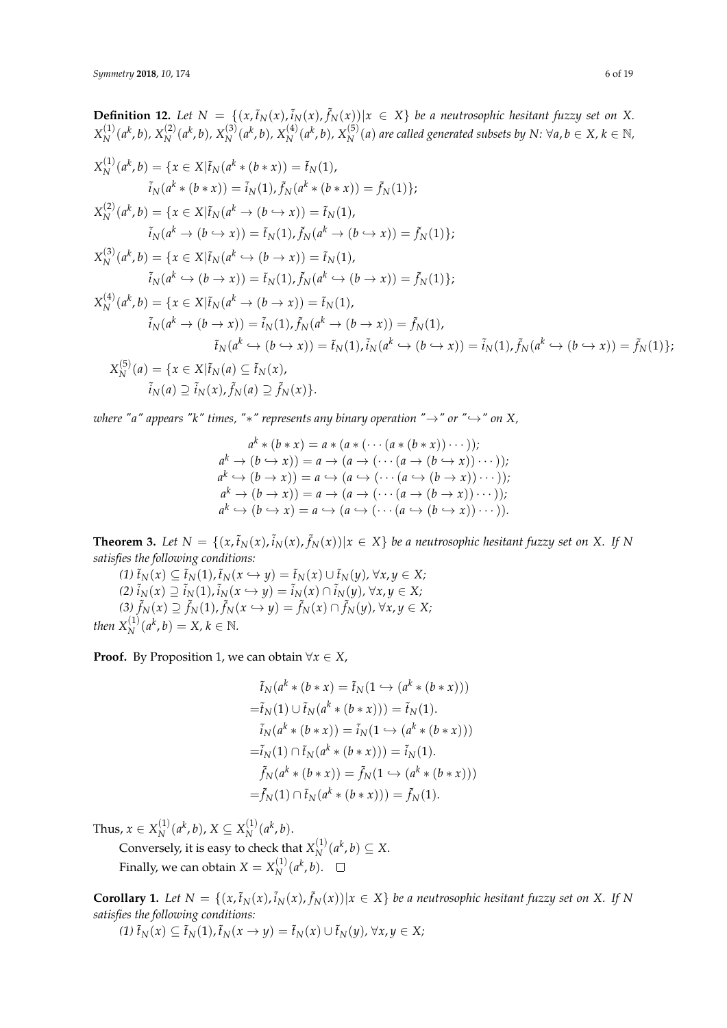**Definition 12.** *Let $N = \{(x, \tilde{t}_N(x), \tilde{i}_N(x), \tilde{f}_N(x)) | x \in X\}$ be a neutrosophic hesitant fuzzy set on X. $X_N^{(1)}(a^k, b)$, $X_N^{(2)}(a^k, b)$, $X_N^{(3)}(a^k, b)$, $X_N^{(4)}(a^k, b)$, $X_N^{(5)}(a)$ are called generated subsets by N: $\forall a, b \in X, k \in \mathbb{N}$,*

$$
\begin{aligned}
X_N^{(1)}(a^k, b) = \{x \in X | &\tilde{t}_N(a^k * (b * x)) = \tilde{t}_N(1), \\
&\tilde{i}_N(a^k * (b * x)) = \tilde{i}_N(1), \tilde{f}_N(a^k * (b * x)) = \tilde{f}_N(1)\}; \\
X_N^{(2)}(a^k, b) = \{x \in X | &\tilde{t}_N(a^k \to (b \hookrightarrow x)) = \tilde{t}_N(1), \\
&\tilde{i}_N(a^k \to (b \hookrightarrow x)) = \tilde{t}_N(1), \tilde{f}_N(a^k \to (b \hookrightarrow x)) = \tilde{f}_N(1)\}; \\
X_N^{(3)}(a^k, b) = \{x \in X | &\tilde{t}_N(a^k \hookrightarrow (b \to x)) = \tilde{t}_N(1), \\
&\tilde{i}_N(a^k \hookrightarrow (b \to x)) = \tilde{t}_N(1), \tilde{f}_N(a^k \hookrightarrow (b \to x)) = \tilde{f}_N(1)\}; \\
X_N^{(4)}(a^k, b) = \{x \in X | &\tilde{t}_N(a^k \to (b \to x)) = \tilde{t}_N(1), \\
&\tilde{i}_N(a^k \to (b \to x)) = \tilde{t}_N(1), \tilde{f}_N(a^k \to (b \to x)) = \tilde{f}_N(1), \\
&\tilde{t}_N(a^k \hookrightarrow (b \hookrightarrow x)) = \tilde{t}_N(1), \tilde{i}_N(a^k \hookrightarrow (b \hookrightarrow x)) = \tilde{i}_N(1), \tilde{f}_N(a^k \hookrightarrow (b \hookrightarrow x)) = \tilde{f}_N(1)\}; \\
X_N^{(5)}(a) = \{x \in X | &\tilde{t}_N(a) \subseteq \tilde{t}_N(x), \\
&\tilde{i}_N(a) \supseteq \tilde{i}_N(x), \tilde{f}_N(a) \supseteq \tilde{f}_N(x)\}.
\end{aligned}
$$

*where "a" appears "k" times, "$*$" represents any binary operation "$\to$" or "$\hookrightarrow$" on X,*

$$
\begin{aligned}
a^k * (b * x) &= a * (a * (\cdots (a * (b * x)) \cdots)); \\
a^k \to (b \hookrightarrow x)) &= a \to (a \to (\cdots (a \to (b \hookrightarrow x)) \cdots)); \\
a^k \hookrightarrow (b \to x)) &= a \hookrightarrow (a \hookrightarrow (\cdots (a \hookrightarrow (b \to x)) \cdots)); \\
a^k \to (b \to x)) &= a \to (a \to (\cdots (a \to (b \to x)) \cdots)); \\
a^k \hookrightarrow (b \hookrightarrow x) &= a \hookrightarrow (a \hookrightarrow (\cdots (a \hookrightarrow (b \hookrightarrow x)) \cdots)).
\end{aligned}
$$

**Theorem 3.** *Let $N = \{(x, \tilde{t}_N(x), \tilde{i}_N(x), \tilde{f}_N(x)) | x \in X\}$ be a neutrosophic hesitant fuzzy set on X. If N satisfies the following conditions:*

*(1) $\tilde{t}_N(x) \subseteq \tilde{t}_N(1), \tilde{t}_N(x \hookrightarrow y) = \tilde{t}_N(x) \cup \tilde{t}_N(y), \forall x, y \in X$;*
*(2) $\tilde{i}_N(x) \supseteq \tilde{i}_N(1), \tilde{i}_N(x \hookrightarrow y) = \tilde{i}_N(x) \cap \tilde{i}_N(y), \forall x, y \in X$;*
*(3) $\tilde{f}_N(x) \supseteq \tilde{f}_N(1), \tilde{f}_N(x \hookrightarrow y) = \tilde{f}_N(x) \cap \tilde{f}_N(y), \forall x, y \in X$;*
*then $X_N^{(1)}(a^k, b) = X, k \in \mathbb{N}$.*

**Proof.** By Proposition 1, we can obtain $\forall x \in X$,

$$
\begin{aligned}
&\tilde{t}_N(a^k * (b * x) = \tilde{t}_N(1 \hookrightarrow (a^k * (b * x))) \\
=&\tilde{t}_N(1) \cup \tilde{t}_N(a^k * (b * x))) = \tilde{t}_N(1). \\
&\tilde{i}_N(a^k * (b * x)) = \tilde{i}_N(1 \hookrightarrow (a^k * (b * x))) \\
=&\tilde{i}_N(1) \cap \tilde{t}_N(a^k * (b * x))) = \tilde{i}_N(1). \\
&\tilde{f}_N(a^k * (b * x)) = \tilde{f}_N(1 \hookrightarrow (a^k * (b * x))) \\
=&\tilde{f}_N(1) \cap \tilde{t}_N(a^k * (b * x))) = \tilde{f}_N(1).
\end{aligned}
$$

Thus, $x \in X_N^{(1)}(a^k, b)$, $X \subseteq X_N^{(1)}(a^k, b)$.

Conversely, it is easy to check that $X_N^{(1)}(a^k, b) \subseteq X$.

Finally, we can obtain $X = X_N^{(1)}(a^k, b)$. □

**Corollary 1.** *Let $N = \{(x, \tilde{t}_N(x), \tilde{i}_N(x), \tilde{f}_N(x)) | x \in X\}$ be a neutrosophic hesitant fuzzy set on X. If N satisfies the following conditions:*

*(1) $\tilde{t}_N(x) \subseteq \tilde{t}_N(1), \tilde{t}_N(x \to y) = \tilde{t}_N(x) \cup \tilde{t}_N(y), \forall x, y \in X$;*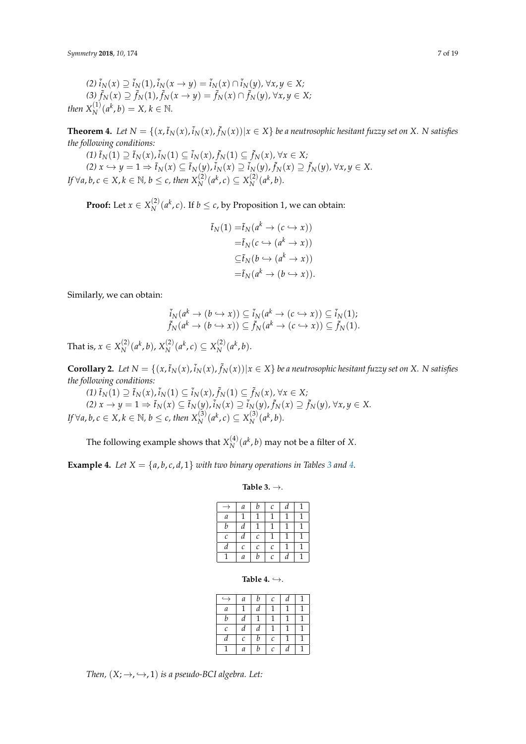(2) $\tilde{i}_N(x) \supseteq \tilde{i}_N(1), \tilde{i}_N(x \to y) = \tilde{i}_N(x) \cap \tilde{i}_N(y), \forall x, y \in X$;
(3) $\tilde{f}_N(x) \supseteq \tilde{f}_N(1), \tilde{f}_N(x \to y) = \tilde{f}_N(x) \cap \tilde{f}_N(y), \forall x, y \in X$;
*then* $X_N^{(1)}(a^k, b) = X, k \in \mathbb{N}$.

**Theorem 4.** *Let* $N = \{(x, \tilde{t}_N(x), \tilde{i}_N(x), \tilde{f}_N(x)) | x \in X\}$ *be a neutrosophic hesitant fuzzy set on* $X$. *N satisfies the following conditions:*

(1) $\tilde{t}_N(1) \supseteq \tilde{t}_N(x), \tilde{i}_N(1) \subseteq \tilde{i}_N(x), \tilde{f}_N(1) \subseteq \tilde{f}_N(x), \forall x \in X$;
(2) $x \hookrightarrow y = 1 \Rightarrow \tilde{t}_N(x) \subseteq \tilde{t}_N(y), \tilde{i}_N(x) \supseteq \tilde{i}_N(y), \tilde{f}_N(x) \supseteq \tilde{f}_N(y), \forall x, y \in X$.
*If* $\forall a, b, c \in X, k \in \mathbb{N}, b \leq c$, *then* $X_N^{(2)}(a^k, c) \subseteq X_N^{(2)}(a^k, b)$.

**Proof:** Let $x \in X_N^{(2)}(a^k, c)$. If $b \leq c$, by Proposition 1, we can obtain:

$$\begin{aligned}
\tilde{t}_N(1) &= \tilde{t}_N(a^k \to (c \hookrightarrow x)) \\
&= \tilde{t}_N(c \hookrightarrow (a^k \to x)) \\
&\subseteq \tilde{t}_N(b \hookrightarrow (a^k \to x)) \\
&= \tilde{t}_N(a^k \to (b \hookrightarrow x)).
\end{aligned}$$

Similarly, we can obtain:

$$\begin{aligned}
\tilde{i}_N(a^k \to (b \hookrightarrow x)) \subseteq \tilde{i}_N(a^k \to (c \hookrightarrow x)) \subseteq \tilde{i}_N(1); \\
\tilde{f}_N(a^k \to (b \hookrightarrow x)) \subseteq \tilde{f}_N(a^k \to (c \hookrightarrow x)) \subseteq \tilde{f}_N(1).
\end{aligned}$$

That is, $x \in X_N^{(2)}(a^k, b)$, $X_N^{(2)}(a^k, c) \subseteq X_N^{(2)}(a^k, b)$.

**Corollary 2.** *Let* $N = \{(x, \tilde{t}_N(x), \tilde{i}_N(x), \tilde{f}_N(x)) | x \in X\}$ *be a neutrosophic hesitant fuzzy set on* $X$. *N satisfies the following conditions:*

(1) $\tilde{t}_N(1) \supseteq \tilde{t}_N(x), \tilde{i}_N(1) \subseteq \tilde{i}_N(x), \tilde{f}_N(1) \subseteq \tilde{f}_N(x), \forall x \in X$;
(2) $x \to y = 1 \Rightarrow \tilde{t}_N(x) \subseteq \tilde{t}_N(y), \tilde{i}_N(x) \supseteq \tilde{i}_N(y), \tilde{f}_N(x) \supseteq \tilde{f}_N(y), \forall x, y \in X$.
*If* $\forall a, b, c \in X, k \in \mathbb{N}, b \leq c$, *then* $X_N^{(3)}(a^k, c) \subseteq X_N^{(3)}(a^k, b)$.

The following example shows that $X_N^{(4)}(a^k, b)$ may not be a filter of $X$.

**Example 4.** *Let* $X = \{a, b, c, d, 1\}$ *with two binary operations in Tables 3 and 4.*

**Table 3.** $\to$.

| $\to$ | $a$ | $b$ | $c$ | $d$ | 1 |
|---|---|---|---|---|---|
| $a$ | 1 | 1 | 1 | 1 | 1 |
| $b$ | $d$ | 1 | 1 | 1 | 1 |
| $c$ | $d$ | $c$ | 1 | 1 | 1 |
| $d$ | $c$ | $c$ | $c$ | 1 | 1 |
| 1 | $a$ | $b$ | $c$ | $d$ | 1 |

**Table 4.** $\hookrightarrow$.

| $\hookrightarrow$ | $a$ | $b$ | $c$ | $d$ | 1 |
|---|---|---|---|---|---|
| $a$ | 1 | $d$ | 1 | 1 | 1 |
| $b$ | $d$ | 1 | 1 | 1 | 1 |
| $c$ | $d$ | $d$ | 1 | 1 | 1 |
| $d$ | $c$ | $b$ | $c$ | 1 | 1 |
| 1 | $a$ | $b$ | $c$ | $d$ | 1 |

*Then,* $(X; \to, \hookrightarrow, 1)$ *is a pseudo-BCI algebra. Let:*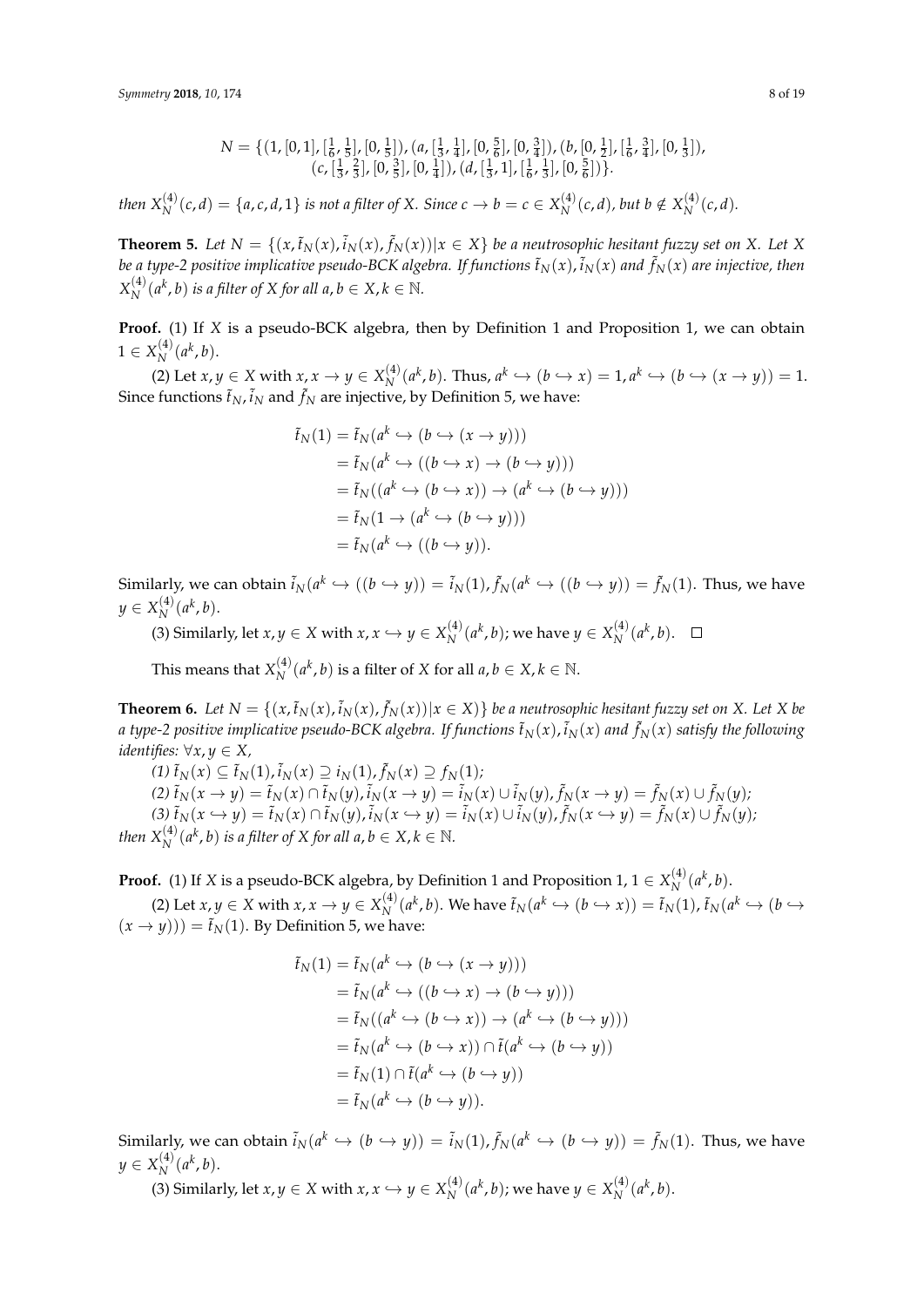$$N = \{(1, [0,1], [\tfrac{1}{6}, \tfrac{1}{5}], [0, \tfrac{1}{5}]), (a, [\tfrac{1}{3}, \tfrac{1}{4}], [0, \tfrac{5}{6}], [0, \tfrac{3}{4}]), (b, [0, \tfrac{1}{2}], [\tfrac{1}{6}, \tfrac{3}{4}], [0, \tfrac{1}{3}]),$$
$$(c, [\tfrac{1}{3}, \tfrac{2}{3}], [0, \tfrac{3}{5}], [0, \tfrac{1}{4}]), (d, [\tfrac{1}{3}, 1], [\tfrac{1}{6}, \tfrac{1}{3}], [0, \tfrac{5}{6}])\}.$$

*then* $X_N^{(4)}(c, d) = \{a, c, d, 1\}$ *is not a filter of X. Since* $c \to b = c \in X_N^{(4)}(c, d)$*, but* $b \notin X_N^{(4)}(c, d)$*.*

**Theorem 5.** *Let* $N = \{(x, \tilde{t}_N(x), \tilde{i}_N(x), \tilde{f}_N(x)) | x \in X\}$ *be a neutrosophic hesitant fuzzy set on X. Let X be a type-2 positive implicative pseudo-BCK algebra. If functions* $\tilde{t}_N(x), \tilde{i}_N(x)$ *and* $\tilde{f}_N(x)$ *are injective, then* $X_N^{(4)}(a^k, b)$ *is a filter of X for all* $a, b \in X, k \in \mathbb{N}$*.*

**Proof.** (1) If $X$ is a pseudo-BCK algebra, then by Definition 1 and Proposition 1, we can obtain $1 \in X_N^{(4)}(a^k, b)$.

(2) Let $x, y \in X$ with $x, x \to y \in X_N^{(4)}(a^k, b)$. Thus, $a^k \hookrightarrow (b \hookrightarrow x) = 1, a^k \hookrightarrow (b \hookrightarrow (x \to y)) = 1$. Since functions $\tilde{t}_N, \tilde{i}_N$ and $\tilde{f}_N$ are injective, by Definition 5, we have:

$$\begin{aligned}
\tilde{t}_N(1) &= \tilde{t}_N(a^k \hookrightarrow (b \hookrightarrow (x \to y))) \\
&= \tilde{t}_N(a^k \hookrightarrow ((b \hookrightarrow x) \to (b \hookrightarrow y))) \\
&= \tilde{t}_N((a^k \hookrightarrow (b \hookrightarrow x)) \to (a^k \hookrightarrow (b \hookrightarrow y))) \\
&= \tilde{t}_N(1 \to (a^k \hookrightarrow (b \hookrightarrow y))) \\
&= \tilde{t}_N(a^k \hookrightarrow ((b \hookrightarrow y)).
\end{aligned}$$

Similarly, we can obtain $\tilde{i}_N(a^k \hookrightarrow ((b \hookrightarrow y)) = \tilde{i}_N(1), \tilde{f}_N(a^k \hookrightarrow ((b \hookrightarrow y)) = \tilde{f}_N(1)$. Thus, we have $y \in X_N^{(4)}(a^k, b)$.

(3) Similarly, let $x, y \in X$ with $x, x \hookrightarrow y \in X_N^{(4)}(a^k, b)$; we have $y \in X_N^{(4)}(a^k, b)$. □

This means that $X_N^{(4)}(a^k, b)$ is a filter of $X$ for all $a, b \in X, k \in \mathbb{N}$.

**Theorem 6.** *Let* $N = \{(x, \tilde{t}_N(x), \tilde{i}_N(x), \tilde{f}_N(x)) | x \in X)\}$ *be a neutrosophic hesitant fuzzy set on X. Let X be a type-2 positive implicative pseudo-BCK algebra. If functions* $\tilde{t}_N(x), \tilde{i}_N(x)$ *and* $\tilde{f}_N(x)$ *satisfy the following identifies:* $\forall x, y \in X$,

*(1)* $\tilde{t}_N(x) \subseteq \tilde{t}_N(1), \tilde{i}_N(x) \supseteq i_N(1), \tilde{f}_N(x) \supseteq f_N(1)$*;*

*(2)* $\tilde{t}_N(x \to y) = \tilde{t}_N(x) \cap \tilde{t}_N(y), \tilde{i}_N(x \to y) = \tilde{i}_N(x) \cup \tilde{i}_N(y), \tilde{f}_N(x \to y) = \tilde{f}_N(x) \cup \tilde{f}_N(y)$*;*

*(3)* $\tilde{t}_N(x \hookrightarrow y) = \tilde{t}_N(x) \cap \tilde{t}_N(y), \tilde{i}_N(x \hookrightarrow y) = \tilde{i}_N(x) \cup \tilde{i}_N(y), \tilde{f}_N(x \hookrightarrow y) = \tilde{f}_N(x) \cup \tilde{f}_N(y)$*;*

*then* $X_N^{(4)}(a^k, b)$ *is a filter of X for all* $a, b \in X, k \in \mathbb{N}$*.*

**Proof.** (1) If $X$ is a pseudo-BCK algebra, by Definition 1 and Proposition 1, $1 \in X_N^{(4)}(a^k, b)$.

(2) Let $x, y \in X$ with $x, x \to y \in X_N^{(4)}(a^k, b)$. We have $\tilde{t}_N(a^k \hookrightarrow (b \hookrightarrow x)) = \tilde{t}_N(1), \tilde{t}_N(a^k \hookrightarrow (b \hookrightarrow (x \to y))) = \tilde{t}_N(1)$. By Definition 5, we have:

$$\begin{aligned}
\tilde{t}_N(1) &= \tilde{t}_N(a^k \hookrightarrow (b \hookrightarrow (x \to y))) \\
&= \tilde{t}_N(a^k \hookrightarrow ((b \hookrightarrow x) \to (b \hookrightarrow y))) \\
&= \tilde{t}_N((a^k \hookrightarrow (b \hookrightarrow x)) \to (a^k \hookrightarrow (b \hookrightarrow y))) \\
&= \tilde{t}_N(a^k \hookrightarrow (b \hookrightarrow x)) \cap \tilde{t}(a^k \hookrightarrow (b \hookrightarrow y)) \\
&= \tilde{t}_N(1) \cap \tilde{t}(a^k \hookrightarrow (b \hookrightarrow y)) \\
&= \tilde{t}_N(a^k \hookrightarrow (b \hookrightarrow y)).
\end{aligned}$$

Similarly, we can obtain $\tilde{i}_N(a^k \hookrightarrow (b \hookrightarrow y)) = \tilde{i}_N(1), \tilde{f}_N(a^k \hookrightarrow (b \hookrightarrow y)) = \tilde{f}_N(1)$. Thus, we have $y \in X_N^{(4)}(a^k, b)$.

(3) Similarly, let $x, y \in X$ with $x, x \hookrightarrow y \in X_N^{(4)}(a^k, b)$; we have $y \in X_N^{(4)}(a^k, b)$.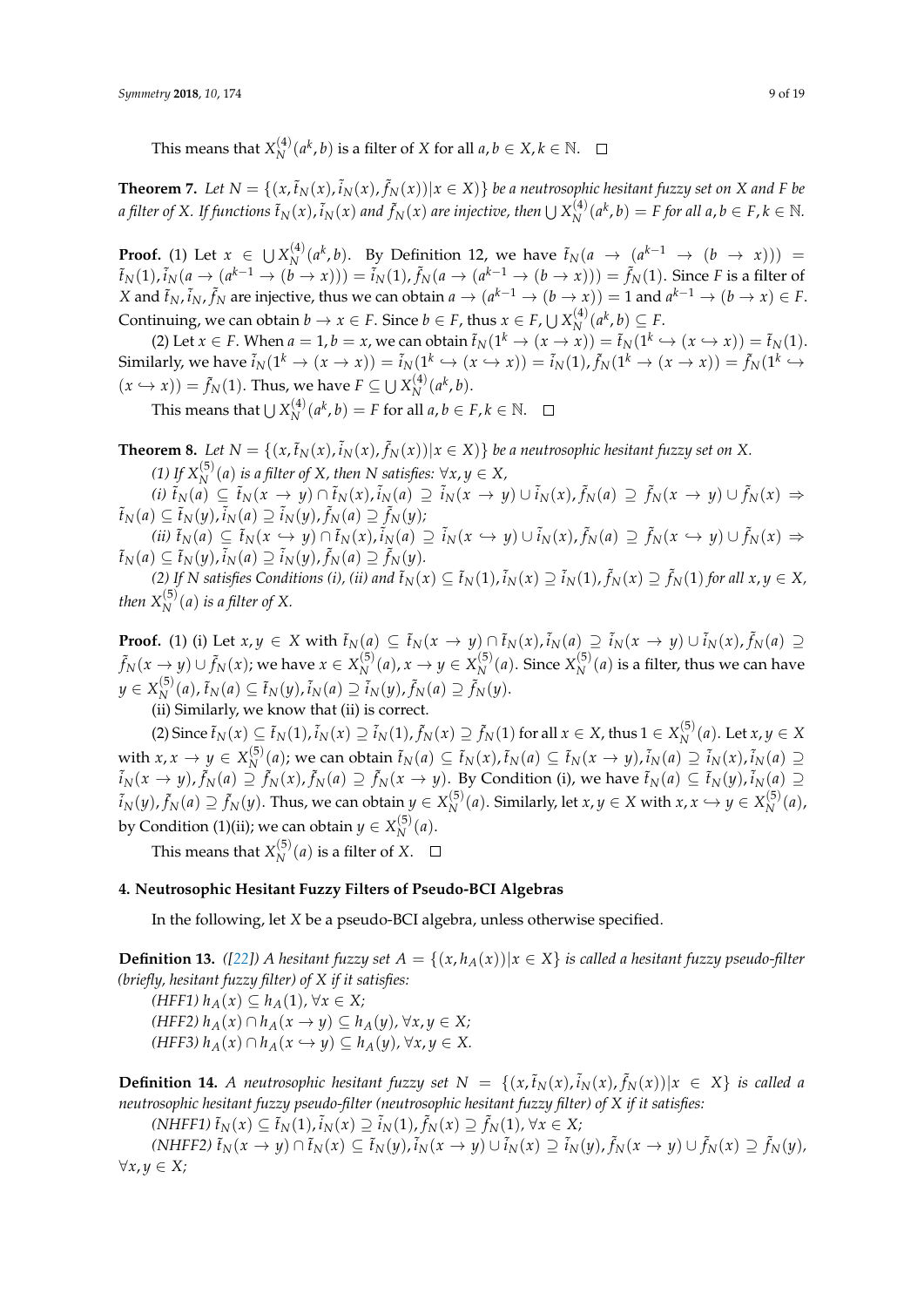This means that $X_N^{(4)}(a^k, b)$ is a filter of $X$ for all $a, b \in X, k \in \mathbb{N}$. $\square$

**Theorem 7.** *Let $N = \{(x, \tilde{t}_N(x), \tilde{i}_N(x), \tilde{f}_N(x)) | x \in X\}$ be a neutrosophic hesitant fuzzy set on $X$ and $F$ be a filter of $X$. If functions $\tilde{t}_N(x), \tilde{i}_N(x)$ and $\tilde{f}_N(x)$ are injective, then $\bigcup X_N^{(4)}(a^k, b) = F$ for all $a, b \in F, k \in \mathbb{N}$.*

**Proof.** (1) Let $x \in \bigcup X_N^{(4)}(a^k, b)$. By Definition 12, we have $\tilde{t}_N(a \to (a^{k-1} \to (b \to x))) = \tilde{t}_N(1), \tilde{i}_N(a \to (a^{k-1} \to (b \to x))) = \tilde{i}_N(1), \tilde{f}_N(a \to (a^{k-1} \to (b \to x))) = \tilde{f}_N(1)$. Since $F$ is a filter of $X$ and $\tilde{t}_N, \tilde{i}_N, \tilde{f}_N$ are injective, thus we can obtain $a \to (a^{k-1} \to (b \to x)) = 1$ and $a^{k-1} \to (b \to x) \in F$. Continuing, we can obtain $b \to x \in F$. Since $b \in F$, thus $x \in F$, $\bigcup X_N^{(4)}(a^k, b) \subseteq F$.

(2) Let $x \in F$. When $a = 1, b = x$, we can obtain $\tilde{t}_N(1^k \to (x \to x)) = \tilde{t}_N(1^k \hookrightarrow (x \hookrightarrow x)) = \tilde{t}_N(1)$. Similarly, we have $\tilde{i}_N(1^k \to (x \to x)) = \tilde{i}_N(1^k \hookrightarrow (x \hookrightarrow x)) = \tilde{i}_N(1), \tilde{f}_N(1^k \to (x \to x)) = \tilde{f}_N(1^k \hookrightarrow (x \hookrightarrow x)) = \tilde{f}_N(1)$. Thus, we have $F \subseteq \bigcup X_N^{(4)}(a^k, b)$.

This means that $\bigcup X_N^{(4)}(a^k, b) = F$ for all $a, b \in F, k \in \mathbb{N}$. $\square$

**Theorem 8.** *Let $N = \{(x, \tilde{t}_N(x), \tilde{i}_N(x), \tilde{f}_N(x)) | x \in X\}$ be a neutrosophic hesitant fuzzy set on $X$.*

*(1) If $X_N^{(5)}(a)$ is a filter of $X$, then $N$ satisfies: $\forall x, y \in X$,*

*(i) $\tilde{t}_N(a) \subseteq \tilde{t}_N(x \to y) \cap \tilde{t}_N(x), \tilde{i}_N(a) \supseteq \tilde{i}_N(x \to y) \cup \tilde{i}_N(x), \tilde{f}_N(a) \supseteq \tilde{f}_N(x \to y) \cup \tilde{f}_N(x) \Rightarrow \tilde{t}_N(a) \subseteq \tilde{t}_N(y), \tilde{i}_N(a) \supseteq \tilde{i}_N(y), \tilde{f}_N(a) \supseteq \tilde{f}_N(y)$;*

*(ii) $\tilde{t}_N(a) \subseteq \tilde{t}_N(x \hookrightarrow y) \cap \tilde{t}_N(x), \tilde{i}_N(a) \supseteq \tilde{i}_N(x \hookrightarrow y) \cup \tilde{i}_N(x), \tilde{f}_N(a) \supseteq \tilde{f}_N(x \hookrightarrow y) \cup \tilde{f}_N(x) \Rightarrow \tilde{t}_N(a) \subseteq \tilde{t}_N(y), \tilde{i}_N(a) \supseteq \tilde{i}_N(y), \tilde{f}_N(a) \supseteq \tilde{f}_N(y)$.*

*(2) If $N$ satisfies Conditions (i), (ii) and $\tilde{t}_N(x) \subseteq \tilde{t}_N(1), \tilde{i}_N(x) \supseteq \tilde{i}_N(1), \tilde{f}_N(x) \supseteq \tilde{f}_N(1)$ for all $x, y \in X$, then $X_N^{(5)}(a)$ is a filter of $X$.*

**Proof.** (1) (i) Let $x, y \in X$ with $\tilde{t}_N(a) \subseteq \tilde{t}_N(x \to y) \cap \tilde{t}_N(x), \tilde{i}_N(a) \supseteq \tilde{i}_N(x \to y) \cup \tilde{i}_N(x), \tilde{f}_N(a) \supseteq \tilde{f}_N(x \to y) \cup \tilde{f}_N(x)$; we have $x \in X_N^{(5)}(a), x \to y \in X_N^{(5)}(a)$. Since $X_N^{(5)}(a)$ is a filter, thus we can have $y \in X_N^{(5)}(a), \tilde{t}_N(a) \subseteq \tilde{t}_N(y), \tilde{i}_N(a) \supseteq \tilde{i}_N(y), \tilde{f}_N(a) \supseteq \tilde{f}_N(y)$.

(ii) Similarly, we know that (ii) is correct.

(2) Since $\tilde{t}_N(x) \subseteq \tilde{t}_N(1), \tilde{i}_N(x) \supseteq \tilde{i}_N(1), \tilde{f}_N(x) \supseteq \tilde{f}_N(1)$ for all $x \in X$, thus $1 \in X_N^{(5)}(a)$. Let $x, y \in X$ with $x, x \to y \in X_N^{(5)}(a)$; we can obtain $\tilde{t}_N(a) \subseteq \tilde{t}_N(x), \tilde{t}_N(a) \subseteq \tilde{t}_N(x \to y), \tilde{i}_N(a) \supseteq \tilde{i}_N(x), \tilde{i}_N(a) \supseteq \tilde{i}_N(x \to y), \tilde{f}_N(a) \supseteq \tilde{f}_N(x), \tilde{f}_N(a) \supseteq \tilde{f}_N(x \to y)$. By Condition (i), we have $\tilde{t}_N(a) \subseteq \tilde{t}_N(y), \tilde{i}_N(a) \supseteq \tilde{i}_N(y), \tilde{f}_N(a) \supseteq \tilde{f}_N(y)$. Thus, we can obtain $y \in X_N^{(5)}(a)$. Similarly, let $x, y \in X$ with $x, x \hookrightarrow y \in X_N^{(5)}(a)$, by Condition (1)(ii); we can obtain $y \in X_N^{(5)}(a)$.

This means that $X_N^{(5)}(a)$ is a filter of $X$. $\square$

## 4. Neutrosophic Hesitant Fuzzy Filters of Pseudo-BCI Algebras

In the following, let $X$ be a pseudo-BCI algebra, unless otherwise specified.

**Definition 13.** *([22]) A hesitant fuzzy set $A = \{(x, h_A(x)) | x \in X\}$ is called a hesitant fuzzy pseudo-filter (briefly, hesitant fuzzy filter) of $X$ if it satisfies:*

*(HFF1) $h_A(x) \subseteq h_A(1), \forall x \in X$;*

*(HFF2) $h_A(x) \cap h_A(x \to y) \subseteq h_A(y), \forall x, y \in X$;*

*(HFF3) $h_A(x) \cap h_A(x \hookrightarrow y) \subseteq h_A(y), \forall x, y \in X$.*

**Definition 14.** *A neutrosophic hesitant fuzzy set $N = \{(x, \tilde{t}_N(x), \tilde{i}_N(x), \tilde{f}_N(x)) | x \in X\}$ is called a neutrosophic hesitant fuzzy pseudo-filter (neutrosophic hesitant fuzzy filter) of $X$ if it satisfies:*

*(NHFF1) $\tilde{t}_N(x) \subseteq \tilde{t}_N(1), \tilde{i}_N(x) \supseteq \tilde{i}_N(1), \tilde{f}_N(x) \supseteq \tilde{f}_N(1), \forall x \in X$;*

*(NHFF2) $\tilde{t}_N(x \to y) \cap \tilde{t}_N(x) \subseteq \tilde{t}_N(y), \tilde{i}_N(x \to y) \cup \tilde{i}_N(x) \supseteq \tilde{i}_N(y), \tilde{f}_N(x \to y) \cup \tilde{f}_N(x) \supseteq \tilde{f}_N(y)$, $\forall x, y \in X$;*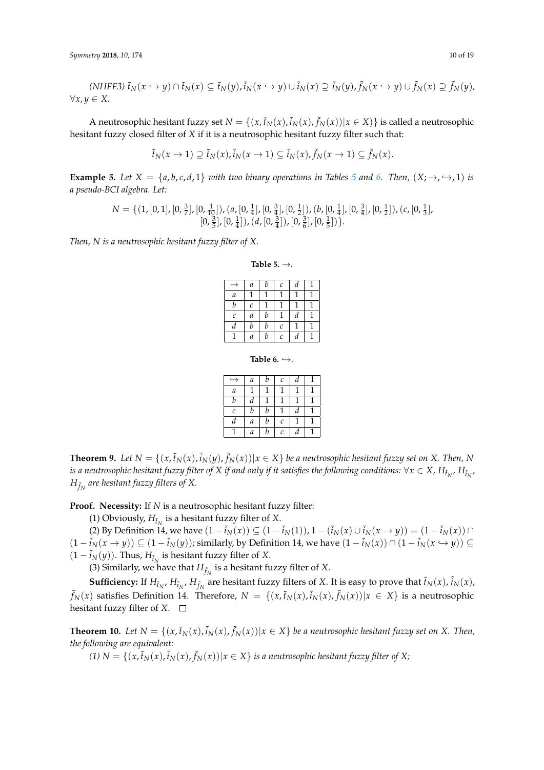(NHFF3) $\tilde{t}_N(x \hookrightarrow y) \cap \tilde{t}_N(x) \subseteq \tilde{t}_N(y), \tilde{i}_N(x \hookrightarrow y) \cup \tilde{i}_N(x) \supseteq \tilde{i}_N(y), \tilde{f}_N(x \hookrightarrow y) \cup \tilde{f}_N(x) \supseteq \tilde{f}_N(y)$, $\forall x, y \in X$.

A neutrosophic hesitant fuzzy set $N = \{(x, \tilde{t}_N(x), \tilde{i}_N(x), \tilde{f}_N(x)) | x \in X)\}$ is called a neutrosophic hesitant fuzzy closed filter of $X$ if it is a neutrosophic hesitant fuzzy filter such that:

$$\tilde{t}_N(x \to 1) \supseteq \tilde{t}_N(x), \tilde{i}_N(x \to 1) \subseteq \tilde{i}_N(x), \tilde{f}_N(x \to 1) \subseteq \tilde{f}_N(x).$$

**Example 5.** *Let $X = \{a, b, c, d, 1\}$ with two binary operations in Tables 5 and 6. Then, $(X; \to, \hookrightarrow, 1)$ is a pseudo-BCI algebra. Let:*

$$N = \{(1, [0,1], [0, \tfrac{3}{7}], [0, \tfrac{1}{10}]), (a, [0, \tfrac{1}{4}], [0, \tfrac{3}{4}], [0, \tfrac{1}{2}]), (b, [0, \tfrac{1}{4}], [0, \tfrac{3}{4}], [0, \tfrac{1}{2}]), (c, [0, \tfrac{1}{3}], [0, \tfrac{3}{5}], [0, \tfrac{1}{4}]), (d, [0, \tfrac{3}{4}]), [0, \tfrac{3}{6}], [0, \tfrac{1}{5}])\}.$$

*Then, $N$ is a neutrosophic hesitant fuzzy filter of $X$.*

**Table 5.** $\to$.

| $\to$ | $a$ | $b$ | $c$ | $d$ | 1 |
|---|---|---|---|---|---|
| $a$ | 1 | 1 | 1 | 1 | 1 |
| $b$ | $c$ | 1 | 1 | 1 | 1 |
| $c$ | $a$ | $b$ | 1 | $d$ | 1 |
| $d$ | $b$ | $b$ | $c$ | 1 | 1 |
| 1 | $a$ | $b$ | $c$ | $d$ | 1 |

**Table 6.** $\hookrightarrow$.

| $\hookrightarrow$ | $a$ | $b$ | $c$ | $d$ | 1 |
|---|---|---|---|---|---|
| $a$ | 1 | 1 | 1 | 1 | 1 |
| $b$ | $d$ | 1 | 1 | 1 | 1 |
| $c$ | $b$ | $b$ | 1 | $d$ | 1 |
| $d$ | $a$ | $b$ | $c$ | 1 | 1 |
| 1 | $a$ | $b$ | $c$ | $d$ | 1 |

**Theorem 9.** *Let $N = \{(x, \tilde{t}_N(x), \tilde{i}_N(y), \tilde{f}_N(x)) | x \in X\}$ be a neutrosophic hesitant fuzzy set on $X$. Then, $N$ is a neutrosophic hesitant fuzzy filter of $X$ if and only if it satisfies the following conditions: $\forall x \in X$, $H_{\tilde{t}_N}$, $H_{\tilde{i}_N}$, $H_{\tilde{f}_N}$ are hesitant fuzzy filters of $X$.*

**Proof. Necessity:** If $N$ is a neutrosophic hesitant fuzzy filter:

(1) Obviously, $H_{\tilde{t}_N}$ is a hesitant fuzzy filter of $X$.

(2) By Definition 14, we have $(1 - \tilde{i}_N(x)) \subseteq (1 - \tilde{i}_N(1)), 1 - (\tilde{i}_N(x) \cup \tilde{i}_N(x \to y)) = (1 - \tilde{i}_N(x)) \cap (1 - \tilde{i}_N(x \to y)) \subseteq (1 - \tilde{i}_N(y))$; similarly, by Definition 14, we have $(1 - \tilde{i}_N(x)) \cap (1 - \tilde{i}_N(x \hookrightarrow y)) \subseteq (1 - \tilde{i}_N(y))$. Thus, $H_{\tilde{i}_N}$ is hesitant fuzzy filter of $X$.

(3) Similarly, we have that $H_{\tilde{f}_N}$ is a hesitant fuzzy filter of $X$.

**Sufficiency:** If $H_{\tilde{t}_N}$, $H_{\tilde{i}_N}$, $H_{\tilde{f}_N}$ are hesitant fuzzy filters of $X$. It is easy to prove that $\tilde{t}_N(x)$, $\tilde{i}_N(x)$, $\tilde{f}_N(x)$ satisfies Definition 14. Therefore, $N = \{(x, \tilde{t}_N(x), \tilde{i}_N(x), \tilde{f}_N(x)) | x \in X\}$ is a neutrosophic hesitant fuzzy filter of $X$. □

**Theorem 10.** *Let $N = \{(x, \tilde{t}_N(x), \tilde{i}_N(x), \tilde{f}_N(x)) | x \in X\}$ be a neutrosophic hesitant fuzzy set on $X$. Then, the following are equivalent:*

*(1) $N = \{(x, \tilde{t}_N(x), \tilde{i}_N(x), \tilde{f}_N(x)) | x \in X\}$ is a neutrosophic hesitant fuzzy filter of $X$;*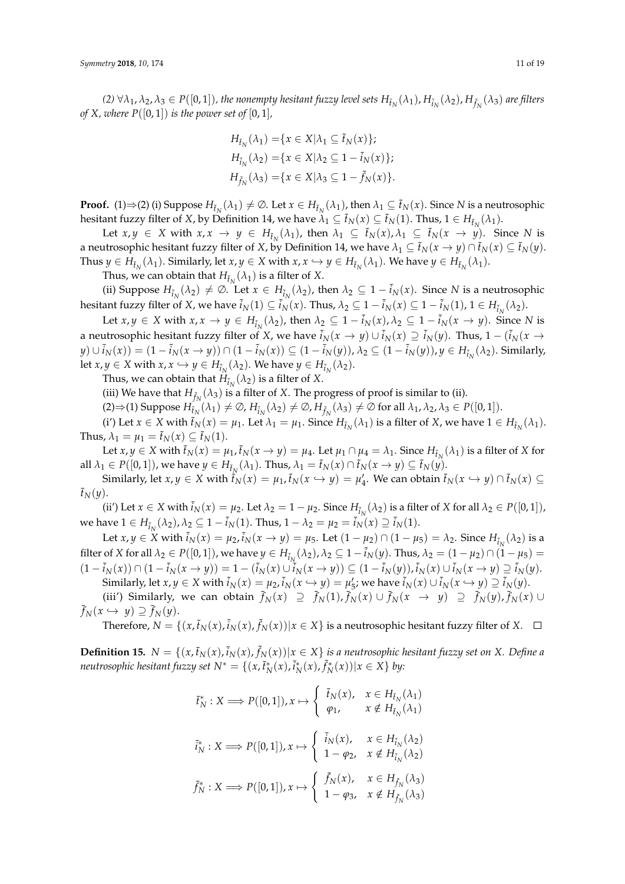*(2)* $\forall \lambda_1, \lambda_2, \lambda_3 \in P([0,1])$*, the nonempty hesitant fuzzy level sets* $H_{\tilde{t}_N}(\lambda_1), H_{\tilde{i}_N}(\lambda_2), H_{\tilde{f}_N}(\lambda_3)$ *are filters of* $X$*, where* $P([0,1])$ *is the power set of* $[0,1]$*,*

$$
\begin{aligned}
H_{\tilde{t}_N}(\lambda_1) &= \{x \in X | \lambda_1 \subseteq \tilde{t}_N(x)\}; \\
H_{\tilde{i}_N}(\lambda_2) &= \{x \in X | \lambda_2 \subseteq 1 - \tilde{i}_N(x)\}; \\
H_{\tilde{f}_N}(\lambda_3) &= \{x \in X | \lambda_3 \subseteq 1 - \tilde{f}_N(x)\}.
\end{aligned}
$$

**Proof.** (1)⇒(2) (i) Suppose $H_{\tilde{t}_N}(\lambda_1) \neq \emptyset$. Let $x \in H_{\tilde{t}_N}(\lambda_1)$, then $\lambda_1 \subseteq \tilde{t}_N(x)$. Since $N$ is a neutrosophic hesitant fuzzy filter of $X$, by Definition 14, we have $\lambda_1 \subseteq \tilde{t}_N(x) \subseteq \tilde{t}_N(1)$. Thus, $1 \in H_{\tilde{t}_N}(\lambda_1)$.

Let $x, y \in X$ with $x, x \to y \in H_{\tilde{t}_N}(\lambda_1)$, then $\lambda_1 \subseteq \tilde{t}_N(x), \lambda_1 \subseteq \tilde{t}_N(x \to y)$. Since $N$ is a neutrosophic hesitant fuzzy filter of $X$, by Definition 14, we have $\lambda_1 \subseteq \tilde{t}_N(x \to y) \cap \tilde{t}_N(x) \subseteq \tilde{t}_N(y)$. Thus $y \in H_{\tilde{t}_N}(\lambda_1)$. Similarly, let $x, y \in X$ with $x, x \hookrightarrow y \in H_{\tilde{t}_N}(\lambda_1)$. We have $y \in H_{\tilde{t}_N}(\lambda_1)$.

Thus, we can obtain that $H_{\tilde{t}_N}(\lambda_1)$ is a filter of $X$.

(ii) Suppose $H_{\tilde{i}_N}(\lambda_2) \neq \emptyset$. Let $x \in H_{\tilde{i}_N}(\lambda_2)$, then $\lambda_2 \subseteq 1 - \tilde{i}_N(x)$. Since $N$ is a neutrosophic hesitant fuzzy filter of $X$, we have $\tilde{i}_N(1) \subseteq \tilde{i}_N(x)$. Thus, $\lambda_2 \subseteq 1 - \tilde{i}_N(x) \subseteq 1 - \tilde{i}_N(1)$, $1 \in H_{\tilde{i}_N}(\lambda_2)$.

Let $x, y \in X$ with $x, x \to y \in H_{\tilde{i}_N}(\lambda_2)$, then $\lambda_2 \subseteq 1 - \tilde{i}_N(x), \lambda_2 \subseteq 1 - \tilde{i}_N(x \to y)$. Since $N$ is a neutrosophic hesitant fuzzy filter of $X$, we have $\tilde{i}_N(x \to y) \cup \tilde{i}_N(x) \supseteq \tilde{i}_N(y)$. Thus, $1 - (\tilde{i}_N(x \to y) \cup \tilde{i}_N(x)) = (1 - \tilde{i}_N(x \to y)) \cap (1 - \tilde{i}_N(x)) \subseteq (1 - \tilde{i}_N(y)), \lambda_2 \subseteq (1 - \tilde{i}_N(y)), y \in H_{\tilde{i}_N}(\lambda_2)$. Similarly, let $x, y \in X$ with $x, x \hookrightarrow y \in H_{\tilde{i}_N}(\lambda_2)$. We have $y \in H_{\tilde{i}_N}(\lambda_2)$.

Thus, we can obtain that $H_{\tilde{i}_N}(\lambda_2)$ is a filter of $X$.

(iii) We have that $H_{\tilde{f}_N}(\lambda_3)$ is a filter of $X$. The progress of proof is similar to (ii).

(2)⇒(1) Suppose $H_{\tilde{t}_N}(\lambda_1) \neq \emptyset, H_{\tilde{i}_N}(\lambda_2) \neq \emptyset, H_{\tilde{f}_N}(\lambda_3) \neq \emptyset$ for all $\lambda_1, \lambda_2, \lambda_3 \in P([0,1])$.

(i') Let $x \in X$ with $\tilde{t}_N(x) = \mu_1$. Let $\lambda_1 = \mu_1$. Since $H_{\tilde{t}_N}(\lambda_1)$ is a filter of $X$, we have $1 \in H_{\tilde{t}_N}(\lambda_1)$. Thus, $\lambda_1 = \mu_1 = \tilde{t}_N(x) \subseteq \tilde{t}_N(1)$.

Let $x, y \in X$ with $\tilde{t}_N(x) = \mu_1, \tilde{t}_N(x \to y) = \mu_4$. Let $\mu_1 \cap \mu_4 = \lambda_1$. Since $H_{\tilde{t}_N}(\lambda_1)$ is a filter of $X$ for all $\lambda_1 \in P([0,1])$, we have $y \in H_{\tilde{t}_N}(\lambda_1)$. Thus, $\lambda_1 = \tilde{t}_N(x) \cap \tilde{t}_N(x \to y) \subseteq \tilde{t}_N(y)$.

Similarly, let $x, y \in X$ with $\tilde{t}_N(x) = \mu_1, \tilde{t}_N(x \hookrightarrow y) = \mu_4'$. We can obtain $\tilde{t}_N(x \hookrightarrow y) \cap \tilde{t}_N(x) \subseteq \tilde{t}_N(y)$.

(ii') Let $x \in X$ with $\tilde{i}_N(x) = \mu_2$. Let $\lambda_2 = 1 - \mu_2$. Since $H_{\tilde{i}_N}(\lambda_2)$ is a filter of $X$ for all $\lambda_2 \in P([0,1])$, we have $1 \in H_{\tilde{i}_N}(\lambda_2), \lambda_2 \subseteq 1 - \tilde{i}_N(1)$. Thus, $1 - \lambda_2 = \mu_2 = \tilde{i}_N(x) \supseteq \tilde{i}_N(1)$.

Let $x, y \in X$ with $\tilde{i}_N(x) = \mu_2, \tilde{i}_N(x \to y) = \mu_5$. Let $(1 - \mu_2) \cap (1 - \mu_5) = \lambda_2$. Since $H_{\tilde{i}_N}(\lambda_2)$ is a filter of $X$ for all $\lambda_2 \in P([0,1])$, we have $y \in H_{\tilde{i}_N}(\lambda_2), \lambda_2 \subseteq 1 - \tilde{i}_N(y)$. Thus, $\lambda_2 = (1 - \mu_2) \cap (1 - \mu_5) = (1 - \tilde{i}_N(x)) \cap (1 - \tilde{i}_N(x \to y)) = 1 - (\tilde{i}_N(x) \cup \tilde{i}_N(x \to y)) \subseteq (1 - \tilde{i}_N(y)), \tilde{i}_N(x) \cup \tilde{i}_N(x \to y) \supseteq \tilde{i}_N(y)$.

Similarly, let $x, y \in X$ with $\tilde{i}_N(x) = \mu_2, \tilde{i}_N(x \hookrightarrow y) = \mu_5'$; we have $\tilde{i}_N(x) \cup \tilde{i}_N(x \hookrightarrow y) \supseteq \tilde{i}_N(y)$.

(iii') Similarly, we can obtain $\tilde{f}_N(x) \supseteq \tilde{f}_N(1), \tilde{f}_N(x) \cup \tilde{f}_N(x \to y) \supseteq \tilde{f}_N(y), \tilde{f}_N(x) \cup \tilde{f}_N(x \hookrightarrow y) \supseteq \tilde{f}_N(y)$.

Therefore, $N = \{(x, \tilde{t}_N(x), \tilde{i}_N(x), \tilde{f}_N(x)) | x \in X\}$ is a neutrosophic hesitant fuzzy filter of $X$. □

**Definition 15.** *$N = \{(x, \tilde{t}_N(x), \tilde{i}_N(x), \tilde{f}_N(x)) | x \in X\}$ is a neutrosophic hesitant fuzzy set on $X$. Define a neutrosophic hesitant fuzzy set $N^* = \{(x, \tilde{t}_N^*(x), \tilde{i}_N^*(x), \tilde{f}_N^*(x)) | x \in X\}$ by:*

$$
\tilde{t}_N^* : X \Longrightarrow P([0,1]), x \mapsto \begin{cases} \tilde{t}_N(x), & x \in H_{\tilde{t}_N}(\lambda_1) \\ \varphi_1, & x \notin H_{\tilde{t}_N}(\lambda_1) \end{cases}
$$

$$
\tilde{i}_N^* : X \Longrightarrow P([0,1]), x \mapsto \begin{cases} \tilde{i}_N(x), & x \in H_{\tilde{i}_N}(\lambda_2) \\ 1 - \varphi_2, & x \notin H_{\tilde{i}_N}(\lambda_2) \end{cases}
$$

$$
\tilde{f}_N^* : X \Longrightarrow P([0,1]), x \mapsto \begin{cases} \tilde{f}_N(x), & x \in H_{\tilde{f}_N}(\lambda_3) \\ 1 - \varphi_3, & x \notin H_{\tilde{f}_N}(\lambda_3) \end{cases}
$$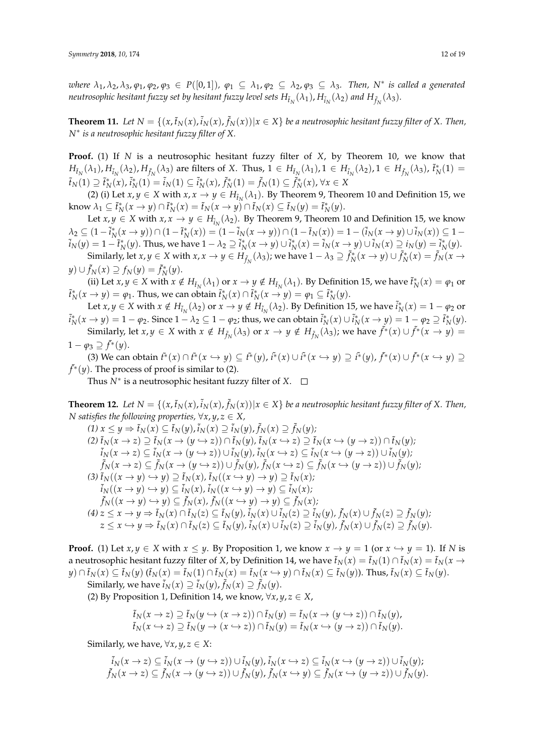*where $\lambda_1, \lambda_2, \lambda_3, \varphi_1, \varphi_2, \varphi_3 \in P([0,1])$, $\varphi_1 \subseteq \lambda_1, \varphi_2 \subseteq \lambda_2, \varphi_3 \subseteq \lambda_3$. Then, $N^*$ is called a generated neutrosophic hesitant fuzzy set by hesitant fuzzy level sets $H_{\tilde{t}_N}(\lambda_1)$, $H_{\tilde{i}_N}(\lambda_2)$ and $H_{\tilde{f}_N}(\lambda_3)$.*

**Theorem 11.** *Let $N = \{(x, \tilde{t}_N(x), \tilde{i}_N(x), \tilde{f}_N(x)) | x \in X\}$ be a neutrosophic hesitant fuzzy filter of $X$. Then, $N^*$ is a neutrosophic hesitant fuzzy filter of $X$.*

**Proof.** (1) If $N$ is a neutrosophic hesitant fuzzy filter of $X$, by Theorem 10, we know that $H_{\tilde{t}_N}(\lambda_1), H_{\tilde{i}_N}(\lambda_2), H_{\tilde{f}_N}(\lambda_3)$ are filters of $X$. Thus, $1 \in H_{\tilde{t}_N}(\lambda_1), 1 \in H_{\tilde{i}_N}(\lambda_2), 1 \in H_{\tilde{f}_N}(\lambda_3)$, $\tilde{t}^*_N(1) = \tilde{t}_N(1) \supseteq \tilde{t}^*_N(x)$, $\tilde{i}^*_N(1) = \tilde{i}_N(1) \subseteq \tilde{i}^*_N(x)$, $\tilde{f}^*_N(1) = \tilde{f}_N(1) \subseteq \tilde{f}^*_N(x)$, $\forall x \in X$

(2) (i) Let $x, y \in X$ with $x, x \to y \in H_{\tilde{t}_N}(\lambda_1)$. By Theorem 9, Theorem 10 and Definition 15, we know $\lambda_1 \subseteq \tilde{t}^*_N(x \to y) \cap \tilde{t}^*_N(x) = \tilde{t}_N(x \to y) \cap \tilde{t}_N(x) \subseteq \tilde{t}_N(y) = \tilde{t}^*_N(y)$.

Let $x, y \in X$ with $x, x \to y \in H_{\tilde{i}_N}(\lambda_2)$. By Theorem 9, Theorem 10 and Definition 15, we know $\lambda_2 \subseteq (1 - \tilde{i}^*_N(x \to y)) \cap (1 - \tilde{i}^*_N(x)) = (1 - \tilde{i}_N(x \to y)) \cap (1 - \tilde{i}_N(x)) = 1 - (\tilde{i}_N(x \to y) \cup \tilde{i}_N(x)) \subseteq 1 - \tilde{i}_N(y) = 1 - \tilde{i}^*_N(y)$. Thus, we have $1 - \lambda_2 \supseteq \tilde{i}^*_N(x \to y) \cup \tilde{i}^*_N(x) = \tilde{i}_N(x \to y) \cup \tilde{i}_N(x) \supseteq i_N(y) = \tilde{i}^*_N(y)$.

Similarly, let $x, y \in X$ with $x, x \to y \in H_{\tilde{f}_N}(\lambda_3)$; we have $1 - \lambda_3 \supseteq \tilde{f}^*_N(x \to y) \cup \tilde{f}^*_N(x) = \tilde{f}_N(x \to y) \cup \tilde{f}_N(x) \supseteq f_N(y) = \tilde{f}^*_N(y)$.

(ii) Let $x, y \in X$ with $x \notin H_{\tilde{t}_N}(\lambda_1)$ or $x \to y \notin H_{\tilde{t}_N}(\lambda_1)$. By Definition 15, we have $\tilde{t}^*_N(x) = \varphi_1$ or $\tilde{t}^*_N(x \to y) = \varphi_1$. Thus, we can obtain $\tilde{t}^*_N(x) \cap \tilde{t}^*_N(x \to y) = \varphi_1 \subseteq \tilde{t}^*_N(y)$.

Let $x, y \in X$ with $x \notin H_{\tilde{i}_N}(\lambda_2)$ or $x \to y \notin H_{\tilde{i}_N}(\lambda_2)$. By Definition 15, we have $\tilde{i}^*_N(x) = 1 - \varphi_2$ or $\tilde{i}^*_N(x \to y) = 1 - \varphi_2$. Since $1 - \lambda_2 \subseteq 1 - \varphi_2$; thus, we can obtain $\tilde{i}^*_N(x) \cup \tilde{i}^*_N(x \to y) = 1 - \varphi_2 \supseteq \tilde{i}^*_N(y)$.

Similarly, let $x, y \in X$ with $x \notin H_{\tilde{f}_N}(\lambda_3)$ or $x \to y \notin H_{\tilde{f}_N}(\lambda_3)$; we have $\tilde{f}^*(x) \cup \tilde{f}^*(x \to y) = 1 - \varphi_3 \supseteq \tilde{f}^*(y)$.

(3) We can obtain $\tilde{t}^*(x) \cap \tilde{t}^*(x \hookrightarrow y) \subseteq \tilde{t}^*(y)$, $\tilde{i}^*(x) \cup \tilde{i}^*(x \hookrightarrow y) \supseteq \tilde{i}^*(y)$, $\tilde{f}^*(x) \cup \tilde{f}^*(x \hookrightarrow y) \supseteq \tilde{f}^*(y)$. The process of proof is similar to (2).

Thus $N^*$ is a neutrosophic hesitant fuzzy filter of $X$. □

**Theorem 12.** *Let $N = \{(x, \tilde{t}_N(x), \tilde{i}_N(x), \tilde{f}_N(x)) | x \in X\}$ be a neutrosophic hesitant fuzzy filter of $X$. Then, $N$ satisfies the following properties, $\forall x, y, z \in X$,*

*(1) $x \leq y \Rightarrow \tilde{t}_N(x) \subseteq \tilde{t}_N(y), \tilde{i}_N(x) \supseteq \tilde{i}_N(y), \tilde{f}_N(x) \supseteq \tilde{f}_N(y)$;*
*(2) $\tilde{t}_N(x \to z) \supseteq \tilde{t}_N(x \to (y \hookrightarrow z)) \cap \tilde{t}_N(y)$, $\tilde{t}_N(x \hookrightarrow z) \supseteq \tilde{t}_N(x \hookrightarrow (y \to z)) \cap \tilde{t}_N(y)$;*
*$\tilde{i}_N(x \to z) \subseteq \tilde{i}_N(x \to (y \hookrightarrow z)) \cup \tilde{i}_N(y)$, $\tilde{i}_N(x \hookrightarrow z) \subseteq \tilde{i}_N(x \hookrightarrow (y \to z)) \cup \tilde{i}_N(y)$;*
*$\tilde{f}_N(x \to z) \subseteq \tilde{f}_N(x \to (y \hookrightarrow z)) \cup \tilde{f}_N(y)$, $\tilde{f}_N(x \hookrightarrow z) \subseteq \tilde{f}_N(x \hookrightarrow (y \to z)) \cup \tilde{f}_N(y)$;*
*(3) $\tilde{t}_N((x \to y) \hookrightarrow y) \supseteq \tilde{t}_N(x)$, $\tilde{t}_N((x \hookrightarrow y) \to y) \supseteq \tilde{t}_N(x)$;*
*$\tilde{i}_N((x \to y) \hookrightarrow y) \subseteq \tilde{i}_N(x)$, $\tilde{i}_N((x \hookrightarrow y) \to y) \subseteq \tilde{i}_N(x)$;*
*$\tilde{f}_N((x \to y) \hookrightarrow y) \subseteq \tilde{f}_N(x)$, $\tilde{f}_N((x \hookrightarrow y) \to y) \subseteq \tilde{f}_N(x)$;*
*(4) $z \leq x \to y \Rightarrow \tilde{t}_N(x) \cap \tilde{t}_N(z) \subseteq \tilde{t}_N(y), \tilde{i}_N(x) \cup \tilde{i}_N(z) \supseteq \tilde{i}_N(y), \tilde{f}_N(x) \cup \tilde{f}_N(z) \supseteq \tilde{f}_N(y)$;*
*$z \leq x \hookrightarrow y \Rightarrow \tilde{t}_N(x) \cap \tilde{t}_N(z) \subseteq \tilde{t}_N(y), \tilde{i}_N(x) \cup \tilde{i}_N(z) \supseteq \tilde{i}_N(y), \tilde{f}_N(x) \cup \tilde{f}_N(z) \supseteq \tilde{f}_N(y)$.*

**Proof.** (1) Let $x, y \in X$ with $x \leq y$. By Proposition 1, we know $x \to y = 1$ (or $x \hookrightarrow y = 1$). If $N$ is a neutrosophic hesitant fuzzy filter of $X$, by Definition 14, we have $\tilde{t}_N(x) = \tilde{t}_N(1) \cap \tilde{t}_N(x) = \tilde{t}_N(x \to y) \cap \tilde{t}_N(x) \subseteq \tilde{t}_N(y)$ ($\tilde{t}_N(x) = \tilde{t}_N(1) \cap \tilde{t}_N(x) = \tilde{t}_N(x \hookrightarrow y) \cap \tilde{t}_N(x) \subseteq \tilde{t}_N(y)$). Thus, $\tilde{t}_N(x) \subseteq \tilde{t}_N(y)$.

Similarly, we have $\tilde{i}_N(x) \supseteq \tilde{i}_N(y), \tilde{f}_N(x) \supseteq \tilde{f}_N(y)$.

(2) By Proposition 1, Definition 14, we know, $\forall x, y, z \in X$,

$$\tilde{t}_N(x \to z) \supseteq \tilde{t}_N(y \hookrightarrow (x \to z)) \cap \tilde{t}_N(y) = \tilde{t}_N(x \to (y \hookrightarrow z)) \cap \tilde{t}_N(y),$$
$$\tilde{t}_N(x \hookrightarrow z) \supseteq \tilde{t}_N(y \to (x \hookrightarrow z)) \cap \tilde{t}_N(y) = \tilde{t}_N(x \hookrightarrow (y \to z)) \cap \tilde{t}_N(y).$$

Similarly, we have, $\forall x, y, z \in X$:

$$\tilde{i}_N(x \to z) \subseteq \tilde{i}_N(x \to (y \hookrightarrow z)) \cup \tilde{i}_N(y), \tilde{i}_N(x \hookrightarrow z) \subseteq \tilde{i}_N(x \hookrightarrow (y \to z)) \cup \tilde{i}_N(y);$$
$$\tilde{f}_N(x \to z) \subseteq \tilde{f}_N(x \to (y \hookrightarrow z)) \cup \tilde{f}_N(y), \tilde{f}_N(x \hookrightarrow y) \subseteq \tilde{f}_N(x \hookrightarrow (y \to z)) \cup \tilde{f}_N(y).$$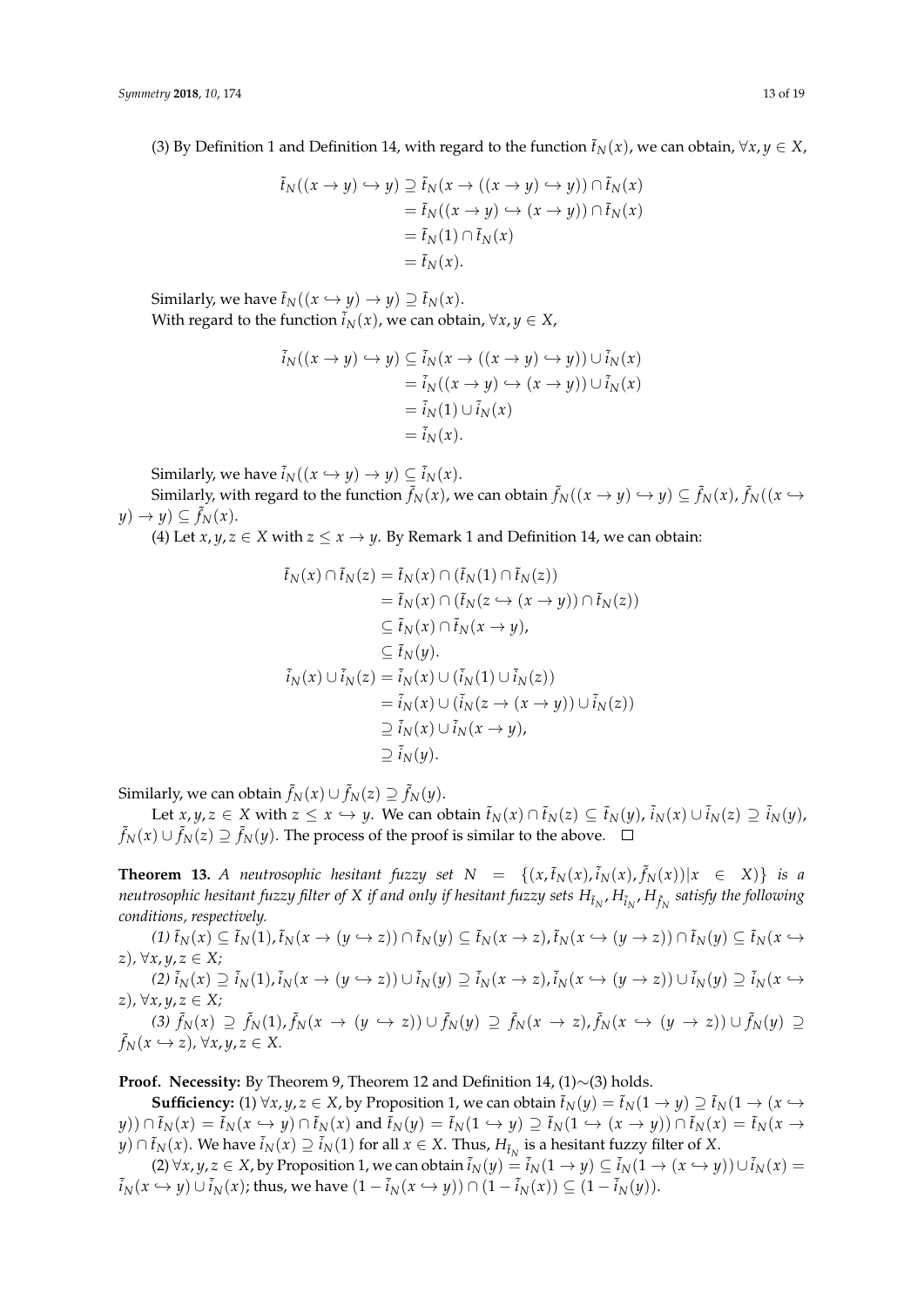(3) By Definition 1 and Definition 14, with regard to the function $\tilde{t}_N(x)$, we can obtain, $\forall x, y \in X$,

$$
\begin{aligned}
\tilde{t}_N((x \to y) \hookrightarrow y) &\supseteq \tilde{t}_N(x \to ((x \to y) \hookrightarrow y)) \cap \tilde{t}_N(x) \\
&= \tilde{t}_N((x \to y) \hookrightarrow (x \to y)) \cap \tilde{t}_N(x) \\
&= \tilde{t}_N(1) \cap \tilde{t}_N(x) \\
&= \tilde{t}_N(x).
\end{aligned}
$$

Similarly, we have $\tilde{t}_N((x \hookrightarrow y) \to y) \supseteq \tilde{t}_N(x)$.

With regard to the function $\tilde{i}_N(x)$, we can obtain, $\forall x, y \in X$,

$$
\begin{aligned}
\tilde{i}_N((x \to y) \hookrightarrow y) &\subseteq \tilde{i}_N(x \to ((x \to y) \hookrightarrow y)) \cup \tilde{i}_N(x) \\
&= \tilde{i}_N((x \to y) \hookrightarrow (x \to y)) \cup \tilde{i}_N(x) \\
&= \tilde{i}_N(1) \cup \tilde{i}_N(x) \\
&= \tilde{i}_N(x).
\end{aligned}
$$

Similarly, we have $\tilde{i}_N((x \hookrightarrow y) \to y) \subseteq \tilde{i}_N(x)$.

Similarly, with regard to the function $\tilde{f}_N(x)$, we can obtain $\tilde{f}_N((x \to y) \hookrightarrow y) \subseteq \tilde{f}_N(x)$, $\tilde{f}_N((x \hookrightarrow y) \to y) \subseteq \tilde{f}_N(x)$.

(4) Let $x, y, z \in X$ with $z \leq x \to y$. By Remark 1 and Definition 14, we can obtain:

$$
\begin{aligned}
\tilde{t}_N(x) \cap \tilde{t}_N(z) &= \tilde{t}_N(x) \cap (\tilde{t}_N(1) \cap \tilde{t}_N(z)) \\
&= \tilde{t}_N(x) \cap (\tilde{t}_N(z \hookrightarrow (x \to y)) \cap \tilde{t}_N(z)) \\
&\subseteq \tilde{t}_N(x) \cap \tilde{t}_N(x \to y), \\
&\subseteq \tilde{t}_N(y). \\
\tilde{i}_N(x) \cup \tilde{i}_N(z) &= \tilde{i}_N(x) \cup (\tilde{i}_N(1) \cup \tilde{i}_N(z)) \\
&= \tilde{i}_N(x) \cup (\tilde{i}_N(z \to (x \to y)) \cup \tilde{i}_N(z)) \\
&\supseteq \tilde{i}_N(x) \cup \tilde{i}_N(x \to y), \\
&\supseteq \tilde{i}_N(y).
\end{aligned}
$$

Similarly, we can obtain $\tilde{f}_N(x) \cup \tilde{f}_N(z) \supseteq \tilde{f}_N(y)$.

Let $x, y, z \in X$ with $z \leq x \hookrightarrow y$. We can obtain $\tilde{t}_N(x) \cap \tilde{t}_N(z) \subseteq \tilde{t}_N(y)$, $\tilde{i}_N(x) \cup \tilde{i}_N(z) \supseteq \tilde{i}_N(y)$, $\tilde{f}_N(x) \cup \tilde{f}_N(z) \supseteq \tilde{f}_N(y)$. The process of the proof is similar to the above. □

**Theorem 13.** *A neutrosophic hesitant fuzzy set $N = \{(x, \tilde{t}_N(x), \tilde{i}_N(x), \tilde{f}_N(x)) | x \in X)\}$ is a neutrosophic hesitant fuzzy filter of X if and only if hesitant fuzzy sets $H_{\tilde{t}_N}, H_{\tilde{i}_N}, H_{\tilde{f}_N}$ satisfy the following conditions, respectively.*

*(1) $\tilde{t}_N(x) \subseteq \tilde{t}_N(1), \tilde{t}_N(x \to (y \hookrightarrow z)) \cap \tilde{t}_N(y) \subseteq \tilde{t}_N(x \to z), \tilde{t}_N(x \hookrightarrow (y \to z)) \cap \tilde{t}_N(y) \subseteq \tilde{t}_N(x \hookrightarrow z)$, $\forall x, y, z \in X$;*

*(2) $\tilde{i}_N(x) \supseteq \tilde{i}_N(1), \tilde{i}_N(x \to (y \hookrightarrow z)) \cup \tilde{i}_N(y) \supseteq \tilde{i}_N(x \to z), \tilde{i}_N(x \hookrightarrow (y \to z)) \cup \tilde{i}_N(y) \supseteq \tilde{i}_N(x \hookrightarrow z)$, $\forall x, y, z \in X$;*

*(3) $\tilde{f}_N(x) \supseteq \tilde{f}_N(1), \tilde{f}_N(x \to (y \hookrightarrow z)) \cup \tilde{f}_N(y) \supseteq \tilde{f}_N(x \to z), \tilde{f}_N(x \hookrightarrow (y \to z)) \cup \tilde{f}_N(y) \supseteq \tilde{f}_N(x \hookrightarrow z)$, $\forall x, y, z \in X$.*

**Proof.** **Necessity:** By Theorem 9, Theorem 12 and Definition 14, (1)∼(3) holds.

**Sufficiency:** (1) $\forall x, y, z \in X$, by Proposition 1, we can obtain $\tilde{t}_N(y) = \tilde{t}_N(1 \to y) \supseteq \tilde{t}_N(1 \to (x \hookrightarrow y)) \cap \tilde{t}_N(x) = \tilde{t}_N(x \hookrightarrow y) \cap \tilde{t}_N(x)$ and $\tilde{t}_N(y) = \tilde{t}_N(1 \hookrightarrow y) \supseteq \tilde{t}_N(1 \hookrightarrow (x \to y)) \cap \tilde{t}_N(x) = \tilde{t}_N(x \to y) \cap \tilde{t}_N(x)$. We have $\tilde{i}_N(x) \supseteq \tilde{i}_N(1)$ for all $x \in X$. Thus, $H_{\tilde{t}_N}$ is a hesitant fuzzy filter of $X$.

(2) $\forall x, y, z \in X$, by Proposition 1, we can obtain $\tilde{i}_N(y) = \tilde{i}_N(1 \to y) \subseteq \tilde{i}_N(1 \to (x \hookrightarrow y)) \cup \tilde{i}_N(x) = \tilde{i}_N(x \hookrightarrow y) \cup \tilde{i}_N(x)$; thus, we have $(1 - \tilde{i}_N(x \hookrightarrow y)) \cap (1 - \tilde{i}_N(x)) \subseteq (1 - \tilde{i}_N(y))$.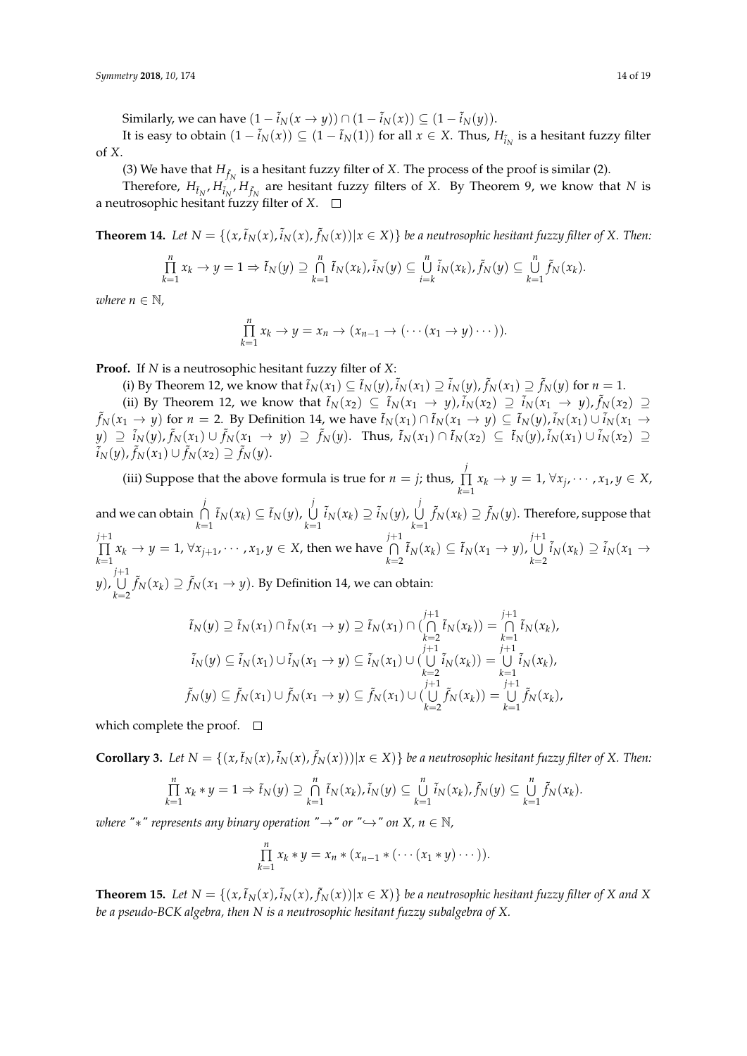Similarly, we can have $(1 - \tilde{i}_N(x \to y)) \cap (1 - \tilde{i}_N(x)) \subseteq (1 - \tilde{i}_N(y))$.

It is easy to obtain $(1 - \tilde{i}_N(x)) \subseteq (1 - \tilde{t}_N(1))$ for all $x \in X$. Thus, $H_{\tilde{i}_N}$ is a hesitant fuzzy filter of $X$.

(3) We have that $H_{\tilde{f}_N}$ is a hesitant fuzzy filter of $X$. The process of the proof is similar (2).

Therefore, $H_{\tilde{t}_N}, H_{\tilde{i}_N}, H_{\tilde{f}_N}$ are hesitant fuzzy filters of $X$. By Theorem 9, we know that $N$ is a neutrosophic hesitant fuzzy filter of $X$. □

**Theorem 14.** *Let $N = \{(x, \tilde{t}_N(x), \tilde{i}_N(x), \tilde{f}_N(x)) | x \in X)\}$ be a neutrosophic hesitant fuzzy filter of X. Then:*

$$\prod_{k=1}^{n} x_k \to y = 1 \Rightarrow \tilde{t}_N(y) \supseteq \bigcap_{k=1}^{n} \tilde{t}_N(x_k), \tilde{i}_N(y) \subseteq \bigcup_{i=k}^{n} \tilde{i}_N(x_k), \tilde{f}_N(y) \subseteq \bigcup_{k=1}^{n} \tilde{f}_N(x_k).$$

*where $n \in \mathbb{N}$,*

$$\prod_{k=1}^{n} x_k \to y = x_n \to (x_{n-1} \to (\cdots (x_1 \to y) \cdots)).$$

**Proof.** If $N$ is a neutrosophic hesitant fuzzy filter of $X$:

(i) By Theorem 12, we know that $\tilde{t}_N(x_1) \subseteq \tilde{t}_N(y), \tilde{i}_N(x_1) \supseteq \tilde{i}_N(y), \tilde{f}_N(x_1) \supseteq \tilde{f}_N(y)$ for $n = 1$.

(ii) By Theorem 12, we know that $\tilde{t}_N(x_2) \subseteq \tilde{t}_N(x_1 \to y), \tilde{i}_N(x_2) \supseteq \tilde{i}_N(x_1 \to y), \tilde{f}_N(x_2) \supseteq \tilde{f}_N(x_1 \to y)$ for $n = 2$. By Definition 14, we have $\tilde{t}_N(x_1) \cap \tilde{t}_N(x_1 \to y) \subseteq \tilde{t}_N(y), \tilde{i}_N(x_1) \cup \tilde{i}_N(x_1 \to y) \supseteq \tilde{i}_N(y), \tilde{f}_N(x_1) \cup \tilde{f}_N(x_1 \to y) \supseteq \tilde{f}_N(y)$. Thus, $\tilde{t}_N(x_1) \cap \tilde{t}_N(x_2) \subseteq \tilde{t}_N(y), \tilde{i}_N(x_1) \cup \tilde{i}_N(x_2) \supseteq \tilde{i}_N(y), \tilde{f}_N(x_1) \cup \tilde{f}_N(x_2) \supseteq \tilde{f}_N(y)$.

(iii) Suppose that the above formula is true for $n = j$; thus, $\prod_{k=1}^{j} x_k \to y = 1, \forall x_j, \cdots, x_1, y \in X$, and we can obtain $\bigcap_{k=1}^{j} \tilde{t}_N(x_k) \subseteq \tilde{t}_N(y), \bigcup_{k=1}^{j} \tilde{i}_N(x_k) \supseteq \tilde{i}_N(y), \bigcup_{k=1}^{j} \tilde{f}_N(x_k) \supseteq \tilde{f}_N(y)$. Therefore, suppose that $\prod_{k=1}^{j+1} x_k \to y = 1, \forall x_{j+1}, \cdots, x_1, y \in X$, then we have $\bigcap_{k=2}^{j+1} \tilde{t}_N(x_k) \subseteq \tilde{t}_N(x_1 \to y), \bigcup_{k=2}^{j+1} \tilde{i}_N(x_k) \supseteq \tilde{i}_N(x_1 \to y), \bigcup_{k=2}^{j+1} \tilde{f}_N(x_k) \supseteq \tilde{f}_N(x_1 \to y)$. By Definition 14, we can obtain:

$$\tilde{t}_N(y) \supseteq \tilde{t}_N(x_1) \cap \tilde{t}_N(x_1 \to y) \supseteq \tilde{t}_N(x_1) \cap (\bigcap_{k=2}^{j+1} \tilde{t}_N(x_k)) = \bigcap_{k=1}^{j+1} \tilde{t}_N(x_k),$$
$$\tilde{i}_N(y) \subseteq \tilde{i}_N(x_1) \cup \tilde{i}_N(x_1 \to y) \subseteq \tilde{i}_N(x_1) \cup (\bigcup_{k=2}^{j+1} \tilde{i}_N(x_k)) = \bigcup_{k=1}^{j+1} \tilde{i}_N(x_k),$$
$$\tilde{f}_N(y) \subseteq \tilde{f}_N(x_1) \cup \tilde{f}_N(x_1 \to y) \subseteq \tilde{f}_N(x_1) \cup (\bigcup_{k=2}^{j+1} \tilde{f}_N(x_k)) = \bigcup_{k=1}^{j+1} \tilde{f}_N(x_k),$$

which complete the proof. □

**Corollary 3.** *Let $N = \{(x, \tilde{t}_N(x), \tilde{i}_N(x), \tilde{f}_N(x))) | x \in X)\}$ be a neutrosophic hesitant fuzzy filter of X. Then:*

$$\prod_{k=1}^{n} x_k * y = 1 \Rightarrow \tilde{t}_N(y) \supseteq \bigcap_{k=1}^{n} \tilde{t}_N(x_k), \tilde{i}_N(y) \subseteq \bigcup_{k=1}^{n} \tilde{i}_N(x_k), \tilde{f}_N(y) \subseteq \bigcup_{k=1}^{n} \tilde{f}_N(x_k).$$

*where "$*$" represents any binary operation "$\to$" or "$\hookrightarrow$" on X, $n \in \mathbb{N}$,*

$$\prod_{k=1}^{n} x_k * y = x_n * (x_{n-1} * (\cdots (x_1 * y) \cdots)).$$

**Theorem 15.** *Let $N = \{(x, \tilde{t}_N(x), \tilde{i}_N(x), \tilde{f}_N(x)) | x \in X)\}$ be a neutrosophic hesitant fuzzy filter of X and X be a pseudo-BCK algebra, then N is a neutrosophic hesitant fuzzy subalgebra of X.*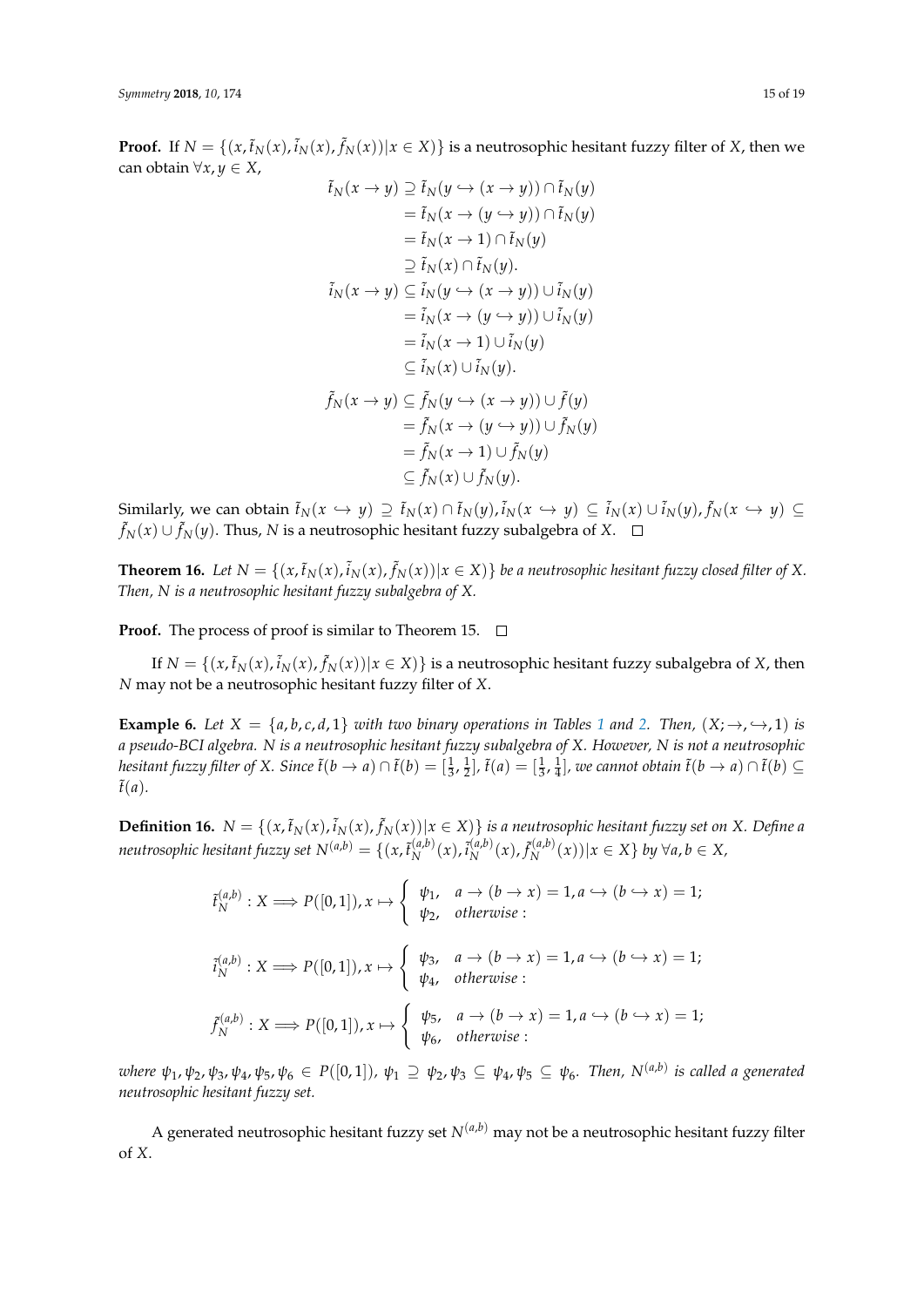**Proof.** If $N = \{(x, \tilde{t}_N(x), \tilde{i}_N(x), \tilde{f}_N(x)) | x \in X)\}$ is a neutrosophic hesitant fuzzy filter of $X$, then we can obtain $\forall x, y \in X$,

$$
\begin{aligned}
\tilde{t}_N(x \to y) &\supseteq \tilde{t}_N(y \hookrightarrow (x \to y)) \cap \tilde{t}_N(y) \\
&= \tilde{t}_N(x \to (y \hookrightarrow y)) \cap \tilde{t}_N(y) \\
&= \tilde{t}_N(x \to 1) \cap \tilde{t}_N(y) \\
&\supseteq \tilde{t}_N(x) \cap \tilde{t}_N(y). \\
\tilde{i}_N(x \to y) &\subseteq \tilde{i}_N(y \hookrightarrow (x \to y)) \cup \tilde{i}_N(y) \\
&= \tilde{i}_N(x \to (y \hookrightarrow y)) \cup \tilde{i}_N(y) \\
&= \tilde{i}_N(x \to 1) \cup \tilde{i}_N(y) \\
&\subseteq \tilde{i}_N(x) \cup \tilde{i}_N(y). \\
\tilde{f}_N(x \to y) &\subseteq \tilde{f}_N(y \hookrightarrow (x \to y)) \cup \tilde{f}(y) \\
&= \tilde{f}_N(x \to (y \hookrightarrow y)) \cup \tilde{f}_N(y) \\
&= \tilde{f}_N(x \to 1) \cup \tilde{f}_N(y) \\
&\subseteq \tilde{f}_N(x) \cup \tilde{f}_N(y).
\end{aligned}
$$

Similarly, we can obtain $\tilde{t}_N(x \hookrightarrow y) \supseteq \tilde{t}_N(x) \cap \tilde{t}_N(y), \tilde{i}_N(x \hookrightarrow y) \subseteq \tilde{i}_N(x) \cup \tilde{i}_N(y), \tilde{f}_N(x \hookrightarrow y) \subseteq \tilde{f}_N(x) \cup \tilde{f}_N(y)$. Thus, $N$ is a neutrosophic hesitant fuzzy subalgebra of $X$. $\square$

**Theorem 16.** *Let $N = \{(x, \tilde{t}_N(x), \tilde{i}_N(x), \tilde{f}_N(x)) | x \in X)\}$ be a neutrosophic hesitant fuzzy closed filter of $X$. Then, $N$ is a neutrosophic hesitant fuzzy subalgebra of $X$.*

**Proof.** The process of proof is similar to Theorem 15. $\square$

If $N = \{(x, \tilde{t}_N(x), \tilde{i}_N(x), \tilde{f}_N(x)) | x \in X)\}$ is a neutrosophic hesitant fuzzy subalgebra of $X$, then $N$ may not be a neutrosophic hesitant fuzzy filter of $X$.

**Example 6.** *Let $X = \{a, b, c, d, 1\}$ with two binary operations in Tables 1 and 2. Then, $(X; \to, \hookrightarrow, 1)$ is a pseudo-BCI algebra. $N$ is a neutrosophic hesitant fuzzy subalgebra of $X$. However, $N$ is not a neutrosophic hesitant fuzzy filter of $X$. Since $\tilde{t}(b \to a) \cap \tilde{t}(b) = [\frac{1}{3}, \frac{1}{2}]$, $\tilde{t}(a) = [\frac{1}{3}, \frac{1}{4}]$, we cannot obtain $\tilde{t}(b \to a) \cap \tilde{t}(b) \subseteq \tilde{t}(a)$.*

**Definition 16.** *$N = \{(x, \tilde{t}_N(x), \tilde{i}_N(x), \tilde{f}_N(x)) | x \in X)\}$ is a neutrosophic hesitant fuzzy set on $X$. Define a neutrosophic hesitant fuzzy set $N^{(a,b)} = \{(x, \tilde{t}_N^{(a,b)}(x), \tilde{i}_N^{(a,b)}(x), \tilde{f}_N^{(a,b)}(x)) | x \in X\}$ by $\forall a, b \in X$,*

$$
\tilde{t}_N^{(a,b)} : X \Longrightarrow P([0,1]), x \mapsto \begin{cases} \psi_1, & a \to (b \to x) = 1, a \hookrightarrow (b \hookrightarrow x) = 1; \\ \psi_2, & otherwise : \end{cases}
$$

$$
\tilde{i}_N^{(a,b)} : X \Longrightarrow P([0,1]), x \mapsto \begin{cases} \psi_3, & a \to (b \to x) = 1, a \hookrightarrow (b \hookrightarrow x) = 1; \\ \psi_4, & otherwise : \end{cases}
$$

$$
\tilde{f}_N^{(a,b)} : X \Longrightarrow P([0,1]), x \mapsto \begin{cases} \psi_5, & a \to (b \to x) = 1, a \hookrightarrow (b \hookrightarrow x) = 1; \\ \psi_6, & otherwise : \end{cases}
$$

*where $\psi_1, \psi_2, \psi_3, \psi_4, \psi_5, \psi_6 \in P([0,1])$, $\psi_1 \supseteq \psi_2, \psi_3 \subseteq \psi_4, \psi_5 \subseteq \psi_6$. Then, $N^{(a,b)}$ is called a generated neutrosophic hesitant fuzzy set.*

A generated neutrosophic hesitant fuzzy set $N^{(a,b)}$ may not be a neutrosophic hesitant fuzzy filter of $X$.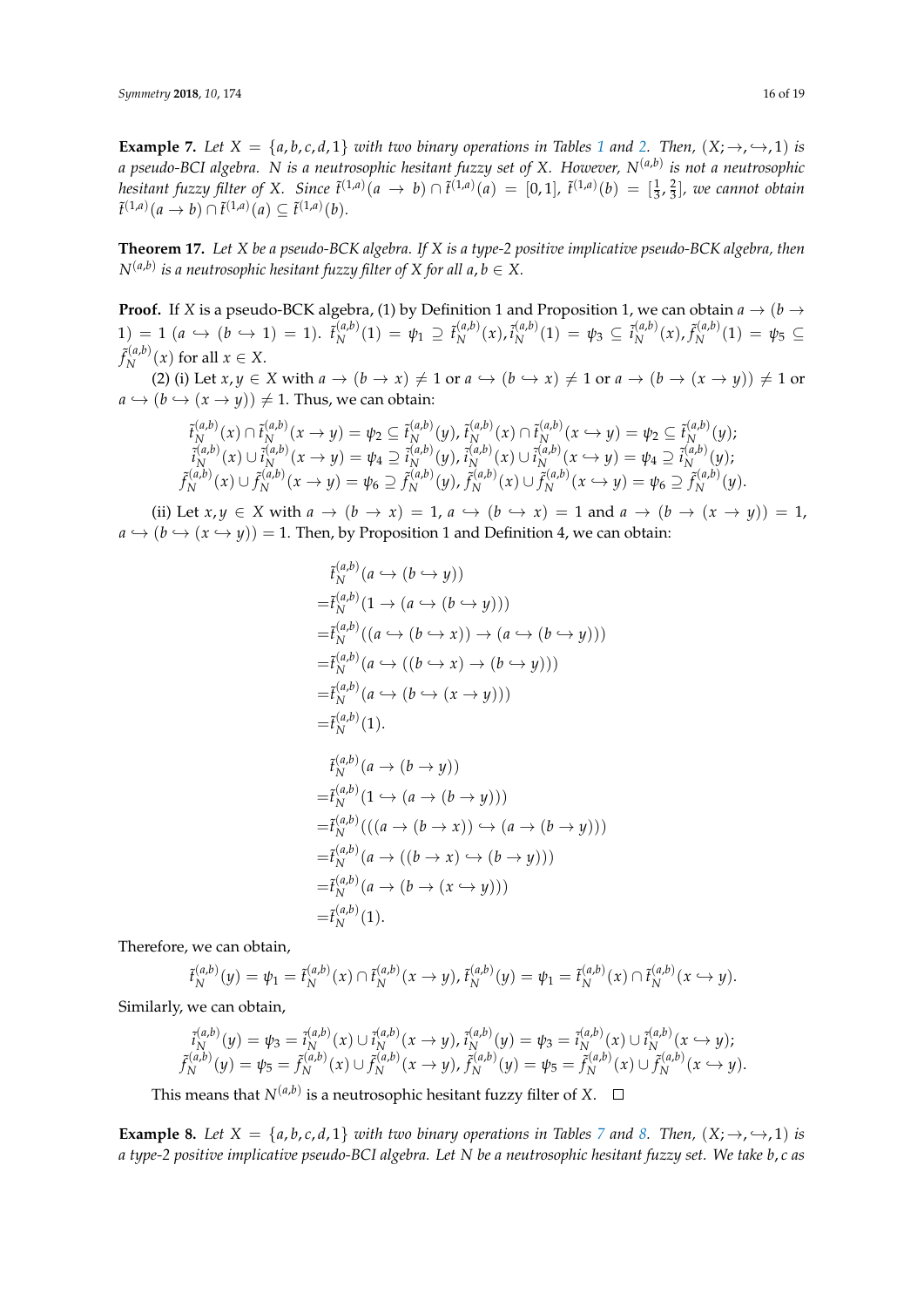**Example 7.** *Let $X = \{a, b, c, d, 1\}$ with two binary operations in Tables 1 and 2. Then, $(X; \rightarrow, \hookrightarrow, 1)$ is a pseudo-BCI algebra. $N$ is a neutrosophic hesitant fuzzy set of $X$. However, $N^{(a,b)}$ is not a neutrosophic hesitant fuzzy filter of $X$. Since $\tilde{t}^{(1,a)}(a \rightarrow b) \cap \tilde{t}^{(1,a)}(a) = [0, 1]$, $\tilde{t}^{(1,a)}(b) = [\frac{1}{3}, \frac{2}{3}]$, we cannot obtain $\tilde{t}^{(1,a)}(a \rightarrow b) \cap \tilde{t}^{(1,a)}(a) \subseteq \tilde{t}^{(1,a)}(b)$.*

**Theorem 17.** *Let $X$ be a pseudo-BCK algebra. If $X$ is a type-2 positive implicative pseudo-BCK algebra, then $N^{(a,b)}$ is a neutrosophic hesitant fuzzy filter of $X$ for all $a, b \in X$.*

**Proof.** If $X$ is a pseudo-BCK algebra, (1) by Definition 1 and Proposition 1, we can obtain $a \rightarrow (b \rightarrow 1) = 1$ $(a \hookrightarrow (b \hookrightarrow 1) = 1)$. $\tilde{t}_N^{(a,b)}(1) = \psi_1 \supseteq \tilde{t}_N^{(a,b)}(x), \tilde{i}_N^{(a,b)}(1) = \psi_3 \subseteq \tilde{i}_N^{(a,b)}(x), \tilde{f}_N^{(a,b)}(1) = \psi_5 \subseteq \tilde{f}_N^{(a,b)}(x)$ for all $x \in X$.

(2) (i) Let $x, y \in X$ with $a \rightarrow (b \rightarrow x) \neq 1$ or $a \hookrightarrow (b \hookrightarrow x) \neq 1$ or $a \rightarrow (b \rightarrow (x \rightarrow y)) \neq 1$ or $a \hookrightarrow (b \hookrightarrow (x \rightarrow y)) \neq 1$. Thus, we can obtain:

$$\tilde{t}_N^{(a,b)}(x) \cap \tilde{t}_N^{(a,b)}(x \rightarrow y) = \psi_2 \subseteq \tilde{t}_N^{(a,b)}(y), \tilde{t}_N^{(a,b)}(x) \cap \tilde{t}_N^{(a,b)}(x \hookrightarrow y) = \psi_2 \subseteq \tilde{t}_N^{(a,b)}(y);$$
$$\tilde{i}_N^{(a,b)}(x) \cup \tilde{i}_N^{(a,b)}(x \rightarrow y) = \psi_4 \supseteq \tilde{i}_N^{(a,b)}(y), \tilde{i}_N^{(a,b)}(x) \cup \tilde{i}_N^{(a,b)}(x \hookrightarrow y) = \psi_4 \supseteq \tilde{i}_N^{(a,b)}(y);$$
$$\tilde{f}_N^{(a,b)}(x) \cup \tilde{f}_N^{(a,b)}(x \rightarrow y) = \psi_6 \supseteq \tilde{f}_N^{(a,b)}(y), \tilde{f}_N^{(a,b)}(x) \cup \tilde{f}_N^{(a,b)}(x \hookrightarrow y) = \psi_6 \supseteq \tilde{f}_N^{(a,b)}(y).$$

(ii) Let $x, y \in X$ with $a \rightarrow (b \rightarrow x) = 1$, $a \hookrightarrow (b \hookrightarrow x) = 1$ and $a \rightarrow (b \rightarrow (x \rightarrow y)) = 1$, $a \hookrightarrow (b \hookrightarrow (x \hookrightarrow y)) = 1$. Then, by Proposition 1 and Definition 4, we can obtain:

$$\begin{aligned}
&\tilde{t}_N^{(a,b)}(a \hookrightarrow (b \hookrightarrow y)) \\
=&\tilde{t}_N^{(a,b)}(1 \rightarrow (a \hookrightarrow (b \hookrightarrow y))) \\
=&\tilde{t}_N^{(a,b)}((a \hookrightarrow (b \hookrightarrow x)) \rightarrow (a \hookrightarrow (b \hookrightarrow y))) \\
=&\tilde{t}_N^{(a,b)}(a \hookrightarrow ((b \hookrightarrow x) \rightarrow (b \hookrightarrow y))) \\
=&\tilde{t}_N^{(a,b)}(a \hookrightarrow (b \hookrightarrow (x \rightarrow y))) \\
=&\tilde{t}_N^{(a,b)}(1).
\end{aligned}$$

$$\begin{aligned}
&\tilde{t}_N^{(a,b)}(a \rightarrow (b \rightarrow y)) \\
=&\tilde{t}_N^{(a,b)}(1 \hookrightarrow (a \rightarrow (b \rightarrow y))) \\
=&\tilde{t}_N^{(a,b)}(((a \rightarrow (b \rightarrow x)) \hookrightarrow (a \rightarrow (b \rightarrow y))) \\
=&\tilde{t}_N^{(a,b)}(a \rightarrow ((b \rightarrow x) \hookrightarrow (b \rightarrow y))) \\
=&\tilde{t}_N^{(a,b)}(a \rightarrow (b \rightarrow (x \hookrightarrow y))) \\
=&\tilde{t}_N^{(a,b)}(1).
\end{aligned}$$

Therefore, we can obtain,

$$\tilde{t}_N^{(a,b)}(y) = \psi_1 = \tilde{t}_N^{(a,b)}(x) \cap \tilde{t}_N^{(a,b)}(x \rightarrow y), \tilde{t}_N^{(a,b)}(y) = \psi_1 = \tilde{t}_N^{(a,b)}(x) \cap \tilde{t}_N^{(a,b)}(x \hookrightarrow y).$$

Similarly, we can obtain,

$$\tilde{i}_N^{(a,b)}(y) = \psi_3 = \tilde{i}_N^{(a,b)}(x) \cup \tilde{i}_N^{(a,b)}(x \rightarrow y), \tilde{i}_N^{(a,b)}(y) = \psi_3 = \tilde{i}_N^{(a,b)}(x) \cup \tilde{i}_N^{(a,b)}(x \hookrightarrow y);$$
$$\tilde{f}_N^{(a,b)}(y) = \psi_5 = \tilde{f}_N^{(a,b)}(x) \cup \tilde{f}_N^{(a,b)}(x \rightarrow y), \tilde{f}_N^{(a,b)}(y) = \psi_5 = \tilde{f}_N^{(a,b)}(x) \cup \tilde{f}_N^{(a,b)}(x \hookrightarrow y).$$

This means that $N^{(a,b)}$ is a neutrosophic hesitant fuzzy filter of $X$. □

**Example 8.** *Let $X = \{a, b, c, d, 1\}$ with two binary operations in Tables 7 and 8. Then, $(X; \rightarrow, \hookrightarrow, 1)$ is a type-2 positive implicative pseudo-BCI algebra. Let $N$ be a neutrosophic hesitant fuzzy set. We take $b, c$ as*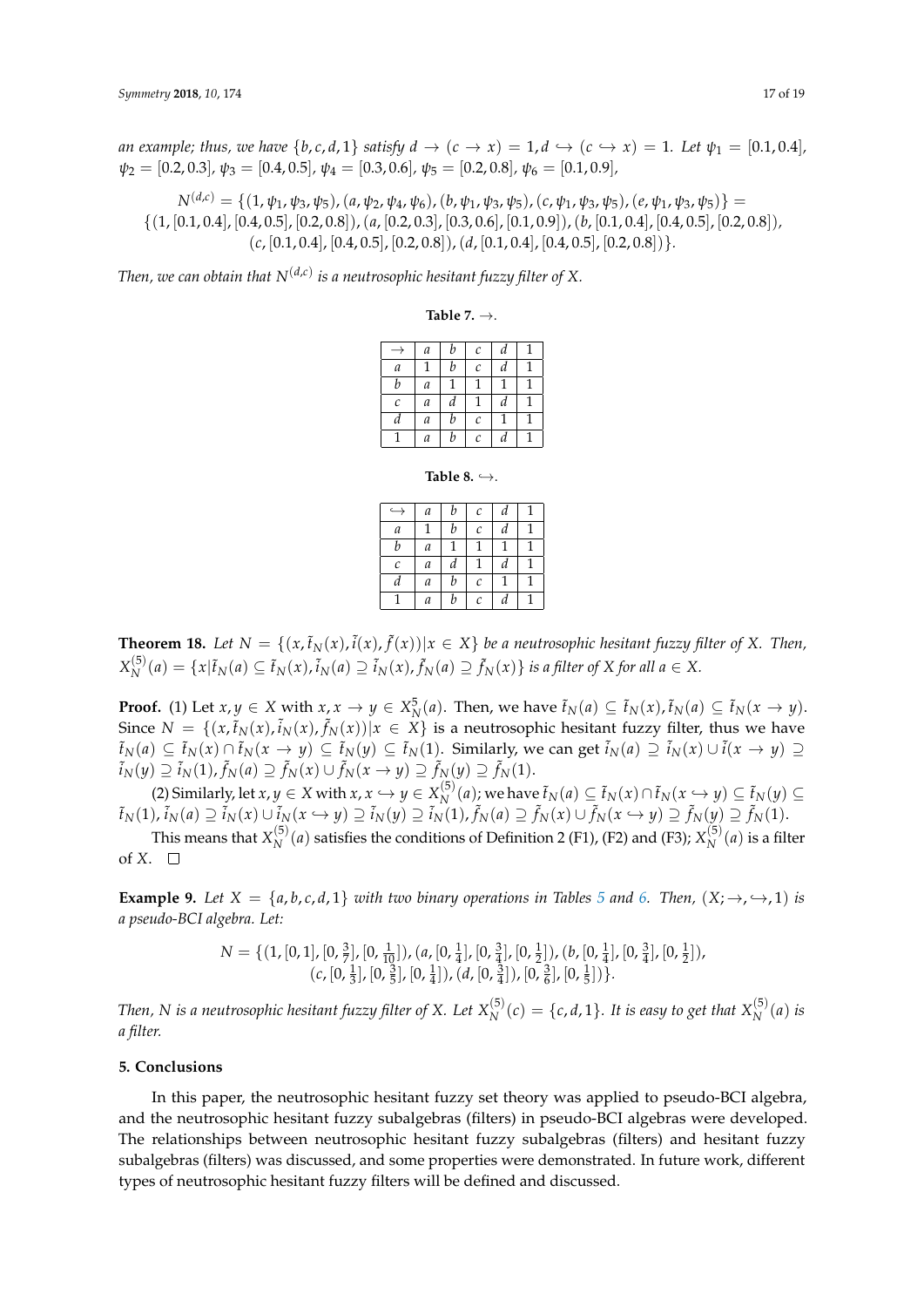*an example; thus, we have* $\{b, c, d, 1\}$ *satisfy* $d \to (c \to x) = 1, d \hookrightarrow (c \hookrightarrow x) = 1$. *Let* $\psi_1 = [0.1, 0.4]$, $\psi_2 = [0.2, 0.3]$, $\psi_3 = [0.4, 0.5]$, $\psi_4 = [0.3, 0.6]$, $\psi_5 = [0.2, 0.8]$, $\psi_6 = [0.1, 0.9]$,

$$N^{(d,c)} = \{(1, \psi_1, \psi_3, \psi_5), (a, \psi_2, \psi_4, \psi_6), (b, \psi_1, \psi_3, \psi_5), (c, \psi_1, \psi_3, \psi_5), (e, \psi_1, \psi_3, \psi_5)\} = \{(1, [0.1, 0.4], [0.4, 0.5], [0.2, 0.8]), (a, [0.2, 0.3], [0.3, 0.6], [0.1, 0.9]), (b, [0.1, 0.4], [0.4, 0.5], [0.2, 0.8]), (c, [0.1, 0.4], [0.4, 0.5], [0.2, 0.8]), (d, [0.1, 0.4], [0.4, 0.5], [0.2, 0.8])\}.$$

*Then, we can obtain that* $N^{(d,c)}$ *is a neutrosophic hesitant fuzzy filter of X.*

**Table 7.** $\to$.

| $\to$ | $a$ | $b$ | $c$ | $d$ | 1 |
|---|---|---|---|---|---|
| $a$ | 1 | $b$ | $c$ | $d$ | 1 |
| $b$ | $a$ | 1 | 1 | 1 | 1 |
| $c$ | $a$ | $d$ | 1 | $d$ | 1 |
| $d$ | $a$ | $b$ | $c$ | 1 | 1 |
| 1 | $a$ | $b$ | $c$ | $d$ | 1 |

**Table 8.** $\hookrightarrow$.

| $\hookrightarrow$ | $a$ | $b$ | $c$ | $d$ | 1 |
|---|---|---|---|---|---|
| $a$ | 1 | $b$ | $c$ | $d$ | 1 |
| $b$ | $a$ | 1 | 1 | 1 | 1 |
| $c$ | $a$ | $d$ | 1 | $d$ | 1 |
| $d$ | $a$ | $b$ | $c$ | 1 | 1 |
| 1 | $a$ | $b$ | $c$ | $d$ | 1 |

**Theorem 18.** *Let* $N = \{(x, \tilde{t}_N(x), \tilde{i}(x), \tilde{f}(x)) | x \in X\}$ *be a neutrosophic hesitant fuzzy filter of X. Then,* $X_N^{(5)}(a) = \{x | \tilde{t}_N(a) \subseteq \tilde{t}_N(x), \tilde{i}_N(a) \supseteq \tilde{i}_N(x), \tilde{f}_N(a) \supseteq \tilde{f}_N(x)\}$ *is a filter of X for all* $a \in X$.

**Proof.** (1) Let $x, y \in X$ with $x, x \to y \in X_N^5(a)$. Then, we have $\tilde{t}_N(a) \subseteq \tilde{t}_N(x), \tilde{t}_N(a) \subseteq \tilde{t}_N(x \to y)$. Since $N = \{(x, \tilde{t}_N(x), \tilde{i}_N(x), \tilde{f}_N(x)) | x \in X\}$ is a neutrosophic hesitant fuzzy filter, thus we have $\tilde{t}_N(a) \subseteq \tilde{t}_N(x) \cap \tilde{t}_N(x \to y) \subseteq \tilde{t}_N(y) \subseteq \tilde{t}_N(1)$. Similarly, we can get $\tilde{i}_N(a) \supseteq \tilde{i}_N(x) \cup \tilde{i}(x \to y) \supseteq \tilde{i}_N(y) \supseteq \tilde{i}_N(1), \tilde{f}_N(a) \supseteq \tilde{f}_N(x) \cup \tilde{f}_N(x \to y) \supseteq \tilde{f}_N(y) \supseteq \tilde{f}_N(1)$.

(2) Similarly, let $x, y \in X$ with $x, x \hookrightarrow y \in X_N^{(5)}(a)$; we have $\tilde{t}_N(a) \subseteq \tilde{t}_N(x) \cap \tilde{t}_N(x \hookrightarrow y) \subseteq \tilde{t}_N(y) \subseteq \tilde{t}_N(1), \tilde{i}_N(a) \supseteq \tilde{i}_N(x) \cup \tilde{i}_N(x \hookrightarrow y) \supseteq \tilde{i}_N(y) \supseteq \tilde{i}_N(1), \tilde{f}_N(a) \supseteq \tilde{f}_N(x) \cup \tilde{f}_N(x \hookrightarrow y) \supseteq \tilde{f}_N(y) \supseteq \tilde{f}_N(1)$.

This means that $X_N^{(5)}(a)$ satisfies the conditions of Definition 2 (F1), (F2) and (F3); $X_N^{(5)}(a)$ is a filter of $X$. □

**Example 9.** *Let* $X = \{a, b, c, d, 1\}$ *with two binary operations in Tables 5 and 6. Then,* $(X; \to, \hookrightarrow, 1)$ *is a pseudo-BCI algebra. Let:*

$$N = \{(1, [0, 1], [0, \tfrac{3}{7}], [0, \tfrac{1}{10}]), (a, [0, \tfrac{1}{4}], [0, \tfrac{3}{4}], [0, \tfrac{1}{2}]), (b, [0, \tfrac{1}{4}], [0, \tfrac{3}{4}], [0, \tfrac{1}{2}]), (c, [0, \tfrac{1}{3}], [0, \tfrac{3}{5}], [0, \tfrac{1}{4}]), (d, [0, \tfrac{3}{4}]), [0, \tfrac{3}{6}], [0, \tfrac{1}{5}])\}.$$

*Then, N is a neutrosophic hesitant fuzzy filter of X. Let* $X_N^{(5)}(c) = \{c, d, 1\}$. *It is easy to get that* $X_N^{(5)}(a)$ *is a filter.*

## 5. Conclusions

In this paper, the neutrosophic hesitant fuzzy set theory was applied to pseudo-BCI algebra, and the neutrosophic hesitant fuzzy subalgebras (filters) in pseudo-BCI algebras were developed. The relationships between neutrosophic hesitant fuzzy subalgebras (filters) and hesitant fuzzy subalgebras (filters) was discussed, and some properties were demonstrated. In future work, different types of neutrosophic hesitant fuzzy filters will be defined and discussed.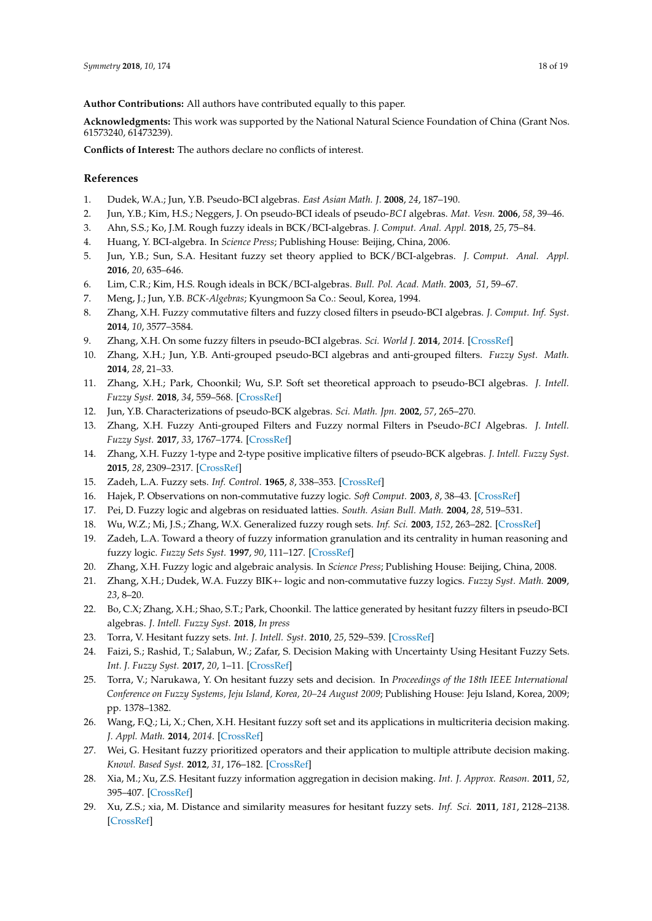**Author Contributions:** All authors have contributed equally to this paper.

**Acknowledgments:** This work was supported by the National Natural Science Foundation of China (Grant Nos. 61573240, 61473239).

**Conflicts of Interest:** The authors declare no conflicts of interest.

## References

1. Dudek, W.A.; Jun, Y.B. Pseudo-BCI algebras. *East Asian Math. J.* **2008**, *24*, 187–190.
2. Jun, Y.B.; Kim, H.S.; Neggers, J. On pseudo-BCI ideals of pseudo-*BCI* algebras. *Mat. Vesn.* **2006**, *58*, 39–46.
3. Ahn, S.S.; Ko, J.M. Rough fuzzy ideals in BCK/BCI-algebras. *J. Comput. Anal. Appl.* **2018**, *25*, 75–84.
4. Huang, Y. BCI-algebra. In *Science Press*; Publishing House: Beijing, China, 2006.
5. Jun, Y.B.; Sun, S.A. Hesitant fuzzy set theory applied to BCK/BCI-algebras. *J. Comput. Anal. Appl.* **2016**, *20*, 635–646.
6. Lim, C.R.; Kim, H.S. Rough ideals in BCK/BCI-algebras. *Bull. Pol. Acad. Math.* **2003**, *51*, 59–67.
7. Meng, J.; Jun, Y.B. *BCK-Algebras*; Kyungmoon Sa Co.: Seoul, Korea, 1994.
8. Zhang, X.H. Fuzzy commutative filters and fuzzy closed filters in pseudo-BCI algebras. *J. Comput. Inf. Syst.* **2014**, *10*, 3577–3584.
9. Zhang, X.H. On some fuzzy filters in pseudo-BCI algebras. *Sci. World J.* **2014**, *2014*. [CrossRef]
10. Zhang, X.H.; Jun, Y.B. Anti-grouped pseudo-BCI algebras and anti-grouped filters. *Fuzzy Syst. Math.* **2014**, *28*, 21–33.
11. Zhang, X.H.; Park, Choonkil; Wu, S.P. Soft set theoretical approach to pseudo-BCI algebras. *J. Intell. Fuzzy Syst.* **2018**, *34*, 559–568. [CrossRef]
12. Jun, Y.B. Characterizations of pseudo-BCK algebras. *Sci. Math. Jpn.* **2002**, *57*, 265–270.
13. Zhang, X.H. Fuzzy Anti-grouped Filters and Fuzzy normal Filters in Pseudo-*BCI* Algebras. *J. Intell. Fuzzy Syst.* **2017**, *33*, 1767–1774. [CrossRef]
14. Zhang, X.H. Fuzzy 1-type and 2-type positive implicative filters of pseudo-BCK algebras. *J. Intell. Fuzzy Syst.* **2015**, *28*, 2309–2317. [CrossRef]
15. Zadeh, L.A. Fuzzy sets. *Inf. Control*. **1965**, *8*, 338–353. [CrossRef]
16. Hajek, P. Observations on non-commutative fuzzy logic. *Soft Comput.* **2003**, *8*, 38–43. [CrossRef]
17. Pei, D. Fuzzy logic and algebras on residuated latties. *South. Asian Bull. Math.* **2004**, *28*, 519–531.
18. Wu, W.Z.; Mi, J.S.; Zhang, W.X. Generalized fuzzy rough sets. *Inf. Sci.* **2003**, *152*, 263–282. [CrossRef]
19. Zadeh, L.A. Toward a theory of fuzzy information granulation and its centrality in human reasoning and fuzzy logic. *Fuzzy Sets Syst.* **1997**, *90*, 111–127. [CrossRef]
20. Zhang, X.H. Fuzzy logic and algebraic analysis. In *Science Press*; Publishing House: Beijing, China, 2008.
21. Zhang, X.H.; Dudek, W.A. Fuzzy BIK+- logic and non-commutative fuzzy logics. *Fuzzy Syst. Math.* **2009**, *23*, 8–20.
22. Bo, C.X; Zhang, X.H.; Shao, S.T.; Park, Choonkil. The lattice generated by hesitant fuzzy filters in pseudo-BCI algebras. *J. Intell. Fuzzy Syst.* **2018**, *In press*
23. Torra, V. Hesitant fuzzy sets. *Int. J. Intell. Syst.* **2010**, *25*, 529–539. [CrossRef]
24. Faizi, S.; Rashid, T.; Salabun, W.; Zafar, S. Decision Making with Uncertainty Using Hesitant Fuzzy Sets. *Int. J. Fuzzy Syst.* **2017**, *20*, 1–11. [CrossRef]
25. Torra, V.; Narukawa, Y. On hesitant fuzzy sets and decision. In *Proceedings of the 18th IEEE International Conference on Fuzzy Systems, Jeju Island, Korea, 20–24 August 2009*; Publishing House: Jeju Island, Korea, 2009; pp. 1378–1382.
26. Wang, F.Q.; Li, X.; Chen, X.H. Hesitant fuzzy soft set and its applications in multicriteria decision making. *J. Appl. Math.* **2014**, *2014*. [CrossRef]
27. Wei, G. Hesitant fuzzy prioritized operators and their application to multiple attribute decision making. *Knowl. Based Syst.* **2012**, *31*, 176–182. [CrossRef]
28. Xia, M.; Xu, Z.S. Hesitant fuzzy information aggregation in decision making. *Int. J. Approx. Reason.* **2011**, *52*, 395–407. [CrossRef]
29. Xu, Z.S.; xia, M. Distance and similarity measures for hesitant fuzzy sets. *Inf. Sci.* **2011**, *181*, 2128–2138. [CrossRef]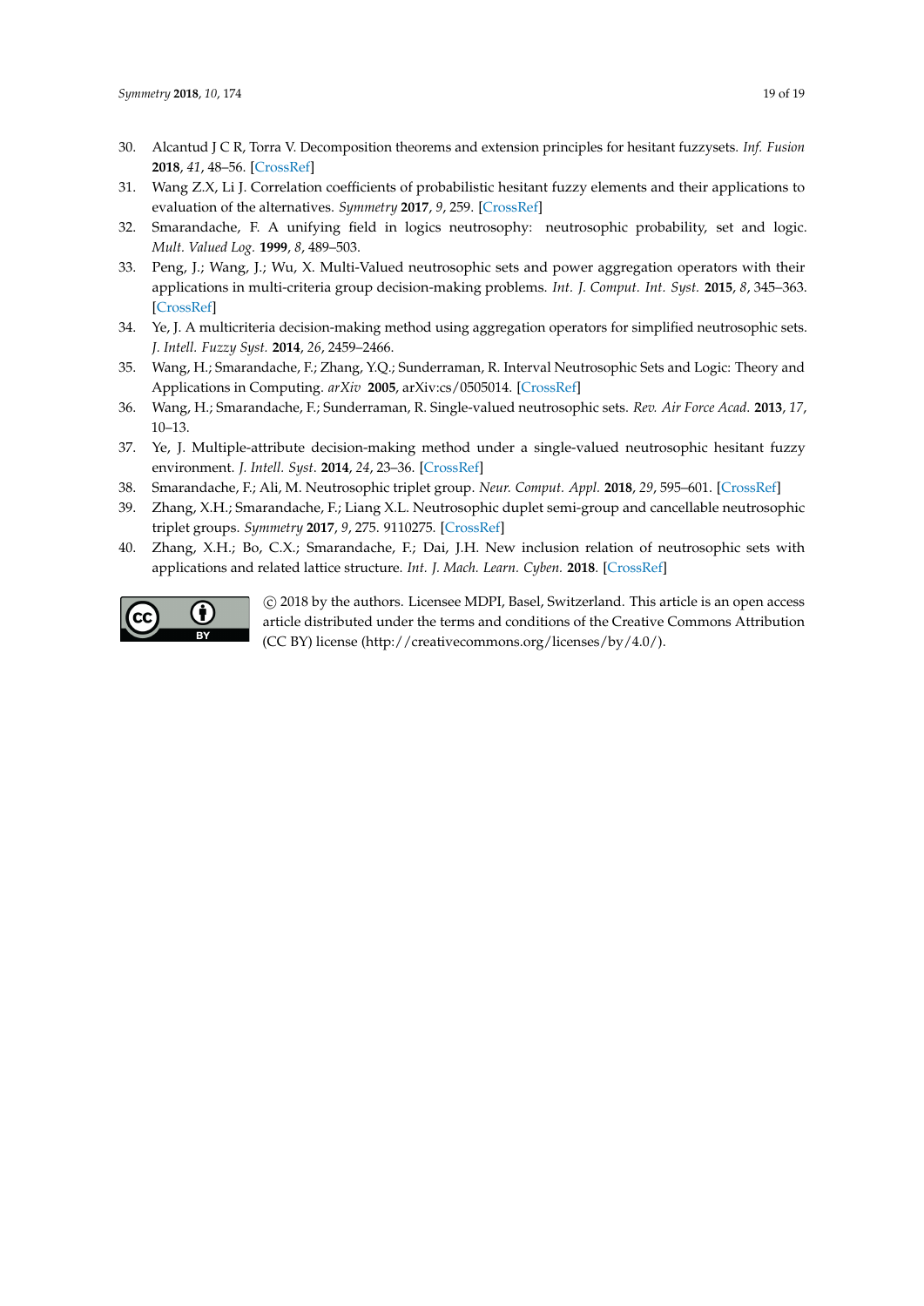30. Alcantud J C R, Torra V. Decomposition theorems and extension principles for hesitant fuzzysets. *Inf. Fusion* **2018**, *41*, 48–56. [CrossRef]
31. Wang Z.X, Li J. Correlation coefficients of probabilistic hesitant fuzzy elements and their applications to evaluation of the alternatives. *Symmetry* **2017**, *9*, 259. [CrossRef]
32. Smarandache, F. A unifying field in logics neutrosophy: neutrosophic probability, set and logic. *Mult. Valued Log.* **1999**, *8*, 489–503.
33. Peng, J.; Wang, J.; Wu, X. Multi-Valued neutrosophic sets and power aggregation operators with their applications in multi-criteria group decision-making problems. *Int. J. Comput. Int. Syst.* **2015**, *8*, 345–363. [CrossRef]
34. Ye, J. A multicriteria decision-making method using aggregation operators for simplified neutrosophic sets. *J. Intell. Fuzzy Syst.* **2014**, *26*, 2459–2466.
35. Wang, H.; Smarandache, F.; Zhang, Y.Q.; Sunderraman, R. Interval Neutrosophic Sets and Logic: Theory and Applications in Computing. *arXiv* **2005**, arXiv:cs/0505014. [CrossRef]
36. Wang, H.; Smarandache, F.; Sunderraman, R. Single-valued neutrosophic sets. *Rev. Air Force Acad.* **2013**, *17*, 10–13.
37. Ye, J. Multiple-attribute decision-making method under a single-valued neutrosophic hesitant fuzzy environment. *J. Intell. Syst.* **2014**, *24*, 23–36. [CrossRef]
38. Smarandache, F.; Ali, M. Neutrosophic triplet group. *Neur. Comput. Appl.* **2018**, *29*, 595–601. [CrossRef]
39. Zhang, X.H.; Smarandache, F.; Liang X.L. Neutrosophic duplet semi-group and cancellable neutrosophic triplet groups. *Symmetry* **2017**, *9*, 275. 9110275. [CrossRef]
40. Zhang, X.H.; Bo, C.X.; Smarandache, F.; Dai, J.H. New inclusion relation of neutrosophic sets with applications and related lattice structure. *Int. J. Mach. Learn. Cyben.* **2018**. [CrossRef]

© 2018 by the authors. Licensee MDPI, Basel, Switzerland. This article is an open access article distributed under the terms and conditions of the Creative Commons Attribution (CC BY) license (http://creativecommons.org/licenses/by/4.0/).